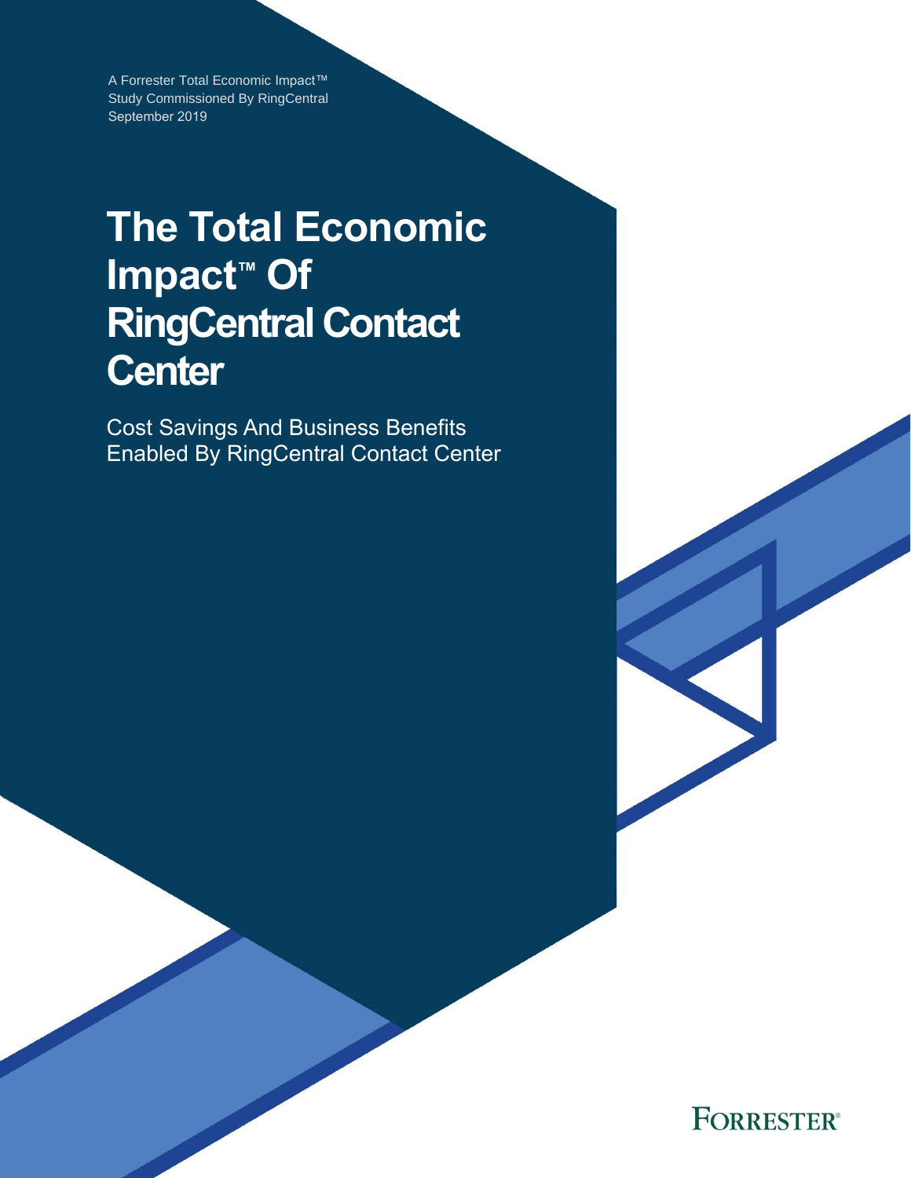A Forrester Total Economic Impact™ Study Commissioned By RingCentral
September 2019

# The Total Economic Impact™ Of RingCentral Contact Center

Cost Savings And Business Benefits Enabled By RingCentral Contact Center

FORRESTER®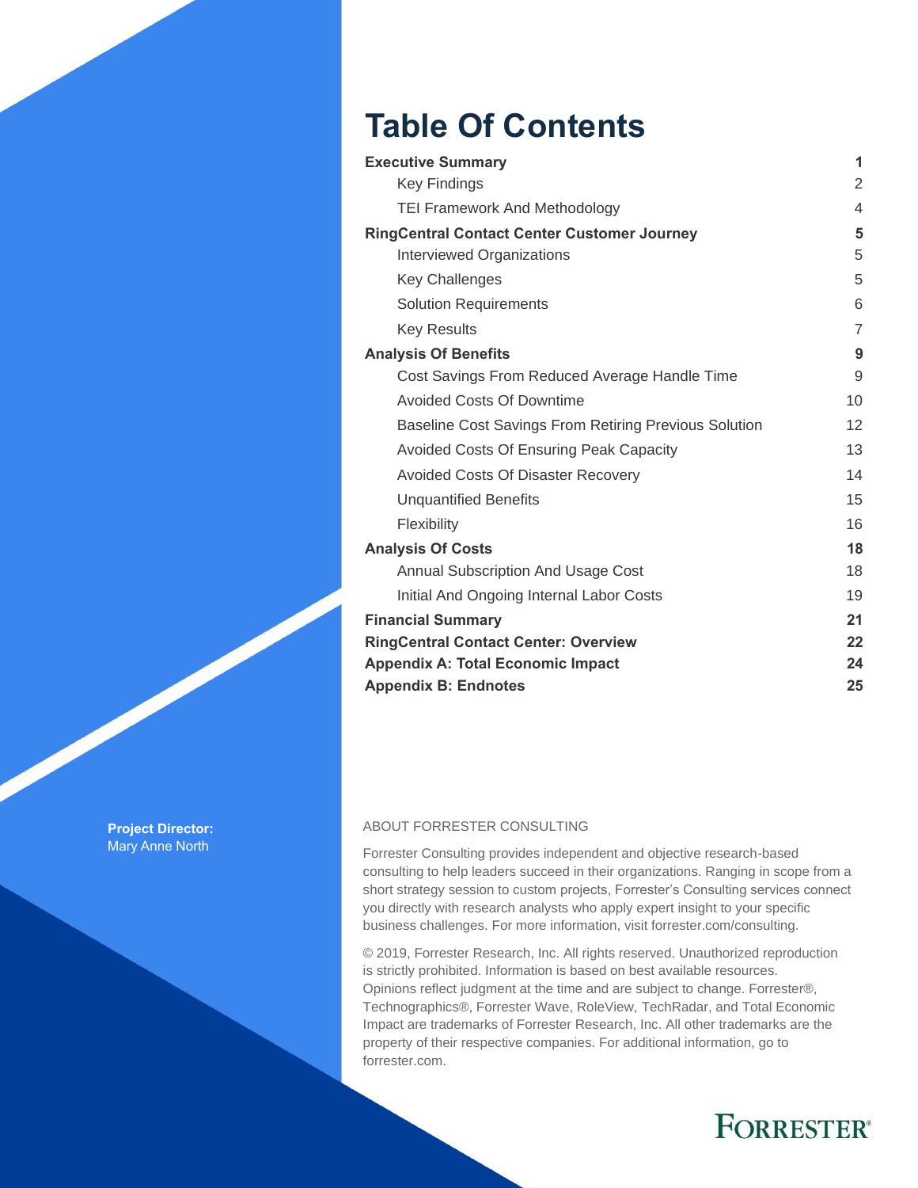# Table Of Contents

| | |
|---|---|
| **Executive Summary** | **1** |
| Key Findings | 2 |
| TEI Framework And Methodology | 4 |
| **RingCentral Contact Center Customer Journey** | **5** |
| Interviewed Organizations | 5 |
| Key Challenges | 5 |
| Solution Requirements | 6 |
| Key Results | 7 |
| **Analysis Of Benefits** | **9** |
| Cost Savings From Reduced Average Handle Time | 9 |
| Avoided Costs Of Downtime | 10 |
| Baseline Cost Savings From Retiring Previous Solution | 12 |
| Avoided Costs Of Ensuring Peak Capacity | 13 |
| Avoided Costs Of Disaster Recovery | 14 |
| Unquantified Benefits | 15 |
| Flexibility | 16 |
| **Analysis Of Costs** | **18** |
| Annual Subscription And Usage Cost | 18 |
| Initial And Ongoing Internal Labor Costs | 19 |
| **Financial Summary** | **21** |
| **RingCentral Contact Center: Overview** | **22** |
| **Appendix A: Total Economic Impact** | **24** |
| **Appendix B: Endnotes** | **25** |

**Project Director:**
Mary Anne North

ABOUT FORRESTER CONSULTING

Forrester Consulting provides independent and objective research-based consulting to help leaders succeed in their organizations. Ranging in scope from a short strategy session to custom projects, Forrester's Consulting services connect you directly with research analysts who apply expert insight to your specific business challenges. For more information, visit forrester.com/consulting.

© 2019, Forrester Research, Inc. All rights reserved. Unauthorized reproduction is strictly prohibited. Information is based on best available resources. Opinions reflect judgment at the time and are subject to change. Forrester®, Technographics®, Forrester Wave, RoleView, TechRadar, and Total Economic Impact are trademarks of Forrester Research, Inc. All other trademarks are the property of their respective companies. For additional information, go to forrester.com.

FORRESTER®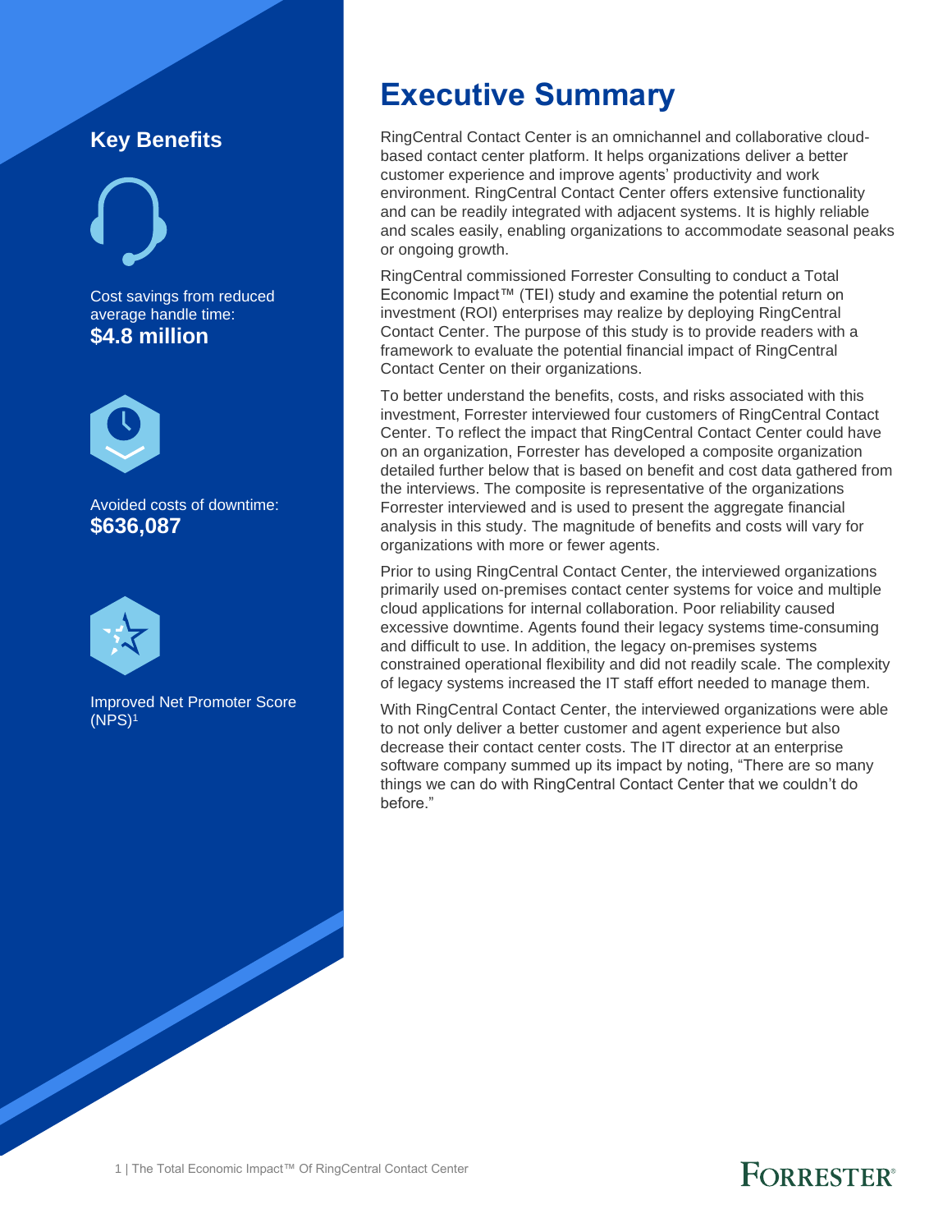## Key Benefits

Cost savings from reduced average handle time:
**$4.8 million**

Avoided costs of downtime:
**$636,087**

Improved Net Promoter Score (NPS)[1]

# Executive Summary

RingCentral Contact Center is an omnichannel and collaborative cloud-based contact center platform. It helps organizations deliver a better customer experience and improve agents' productivity and work environment. RingCentral Contact Center offers extensive functionality and can be readily integrated with adjacent systems. It is highly reliable and scales easily, enabling organizations to accommodate seasonal peaks or ongoing growth.

RingCentral commissioned Forrester Consulting to conduct a Total Economic Impact™ (TEI) study and examine the potential return on investment (ROI) enterprises may realize by deploying RingCentral Contact Center. The purpose of this study is to provide readers with a framework to evaluate the potential financial impact of RingCentral Contact Center on their organizations.

To better understand the benefits, costs, and risks associated with this investment, Forrester interviewed four customers of RingCentral Contact Center. To reflect the impact that RingCentral Contact Center could have on an organization, Forrester has developed a composite organization detailed further below that is based on benefit and cost data gathered from the interviews. The composite is representative of the organizations Forrester interviewed and is used to present the aggregate financial analysis in this study. The magnitude of benefits and costs will vary for organizations with more or fewer agents.

Prior to using RingCentral Contact Center, the interviewed organizations primarily used on-premises contact center systems for voice and multiple cloud applications for internal collaboration. Poor reliability caused excessive downtime. Agents found their legacy systems time-consuming and difficult to use. In addition, the legacy on-premises systems constrained operational flexibility and did not readily scale. The complexity of legacy systems increased the IT staff effort needed to manage them.

With RingCentral Contact Center, the interviewed organizations were able to not only deliver a better customer and agent experience but also decrease their contact center costs. The IT director at an enterprise software company summed up its impact by noting, "There are so many things we can do with RingCentral Contact Center that we couldn't do before."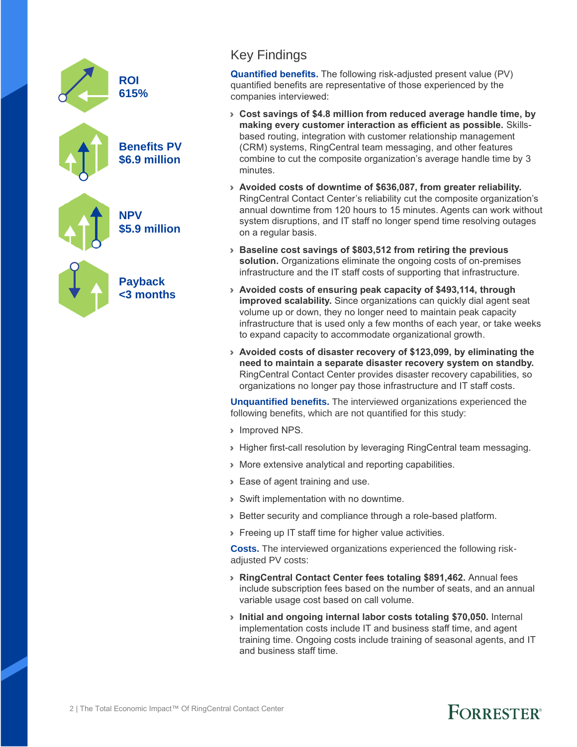**ROI**
**615%**

**Benefits PV**
**$6.9 million**

**NPV**
**$5.9 million**

**Payback**
**<3 months**

## Key Findings

**Quantified benefits.** The following risk-adjusted present value (PV) quantified benefits are representative of those experienced by the companies interviewed:

- **Cost savings of $4.8 million from reduced average handle time, by making every customer interaction as efficient as possible.** Skills-based routing, integration with customer relationship management (CRM) systems, RingCentral team messaging, and other features combine to cut the composite organization's average handle time by 3 minutes.
- **Avoided costs of downtime of $636,087, from greater reliability.** RingCentral Contact Center's reliability cut the composite organization's annual downtime from 120 hours to 15 minutes. Agents can work without system disruptions, and IT staff no longer spend time resolving outages on a regular basis.
- **Baseline cost savings of $803,512 from retiring the previous solution.** Organizations eliminate the ongoing costs of on-premises infrastructure and the IT staff costs of supporting that infrastructure.
- **Avoided costs of ensuring peak capacity of $493,114, through improved scalability.** Since organizations can quickly dial agent seat volume up or down, they no longer need to maintain peak capacity infrastructure that is used only a few months of each year, or take weeks to expand capacity to accommodate organizational growth.
- **Avoided costs of disaster recovery of $123,099, by eliminating the need to maintain a separate disaster recovery system on standby.** RingCentral Contact Center provides disaster recovery capabilities, so organizations no longer pay those infrastructure and IT staff costs.

**Unquantified benefits.** The interviewed organizations experienced the following benefits, which are not quantified for this study:

- Improved NPS.
- Higher first-call resolution by leveraging RingCentral team messaging.
- More extensive analytical and reporting capabilities.
- Ease of agent training and use.
- Swift implementation with no downtime.
- Better security and compliance through a role-based platform.
- Freeing up IT staff time for higher value activities.

**Costs.** The interviewed organizations experienced the following risk-adjusted PV costs:

- **RingCentral Contact Center fees totaling $891,462.** Annual fees include subscription fees based on the number of seats, and an annual variable usage cost based on call volume.
- **Initial and ongoing internal labor costs totaling $70,050.** Internal implementation costs include IT and business staff time, and agent training time. Ongoing costs include training of seasonal agents, and IT and business staff time.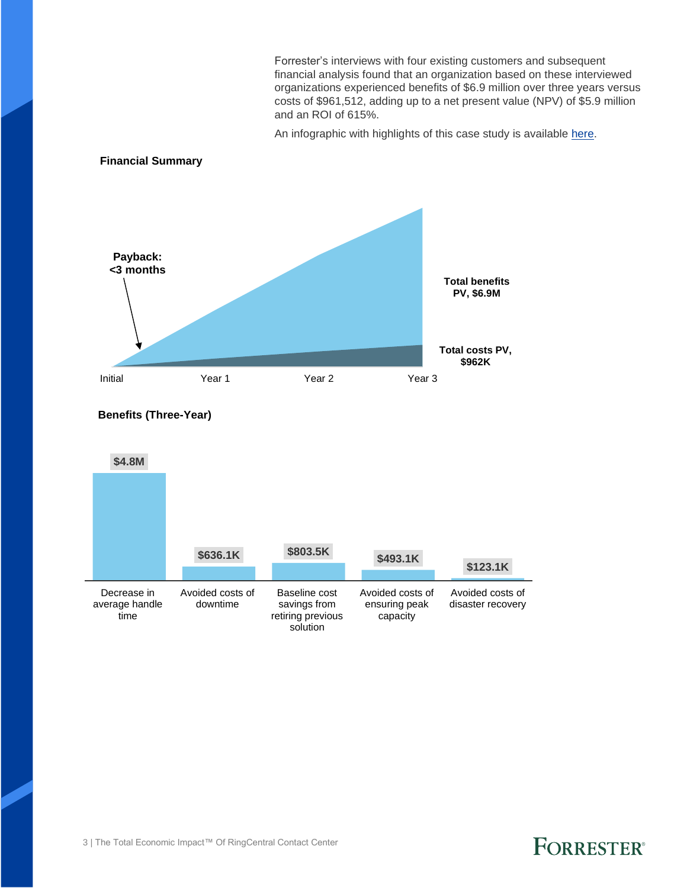Forrester's interviews with four existing customers and subsequent financial analysis found that an organization based on these interviewed organizations experienced benefits of $6.9 million over three years versus costs of $961,512, adding up to a net present value (NPV) of $5.9 million and an ROI of 615%.

An infographic with highlights of this case study is available here.

**Financial Summary**

Payback: <3 months

Total benefits PV, $6.9M

Total costs PV, $962K

Initial

Year 1

Year 2

Year 3

**Benefits (Three-Year)**

$4.8M

Decrease in average handle time

$636.1K

Avoided costs of downtime

$803.5K

Baseline cost savings from retiring previous solution

$493.1K

Avoided costs of ensuring peak capacity

$123.1K

Avoided costs of disaster recovery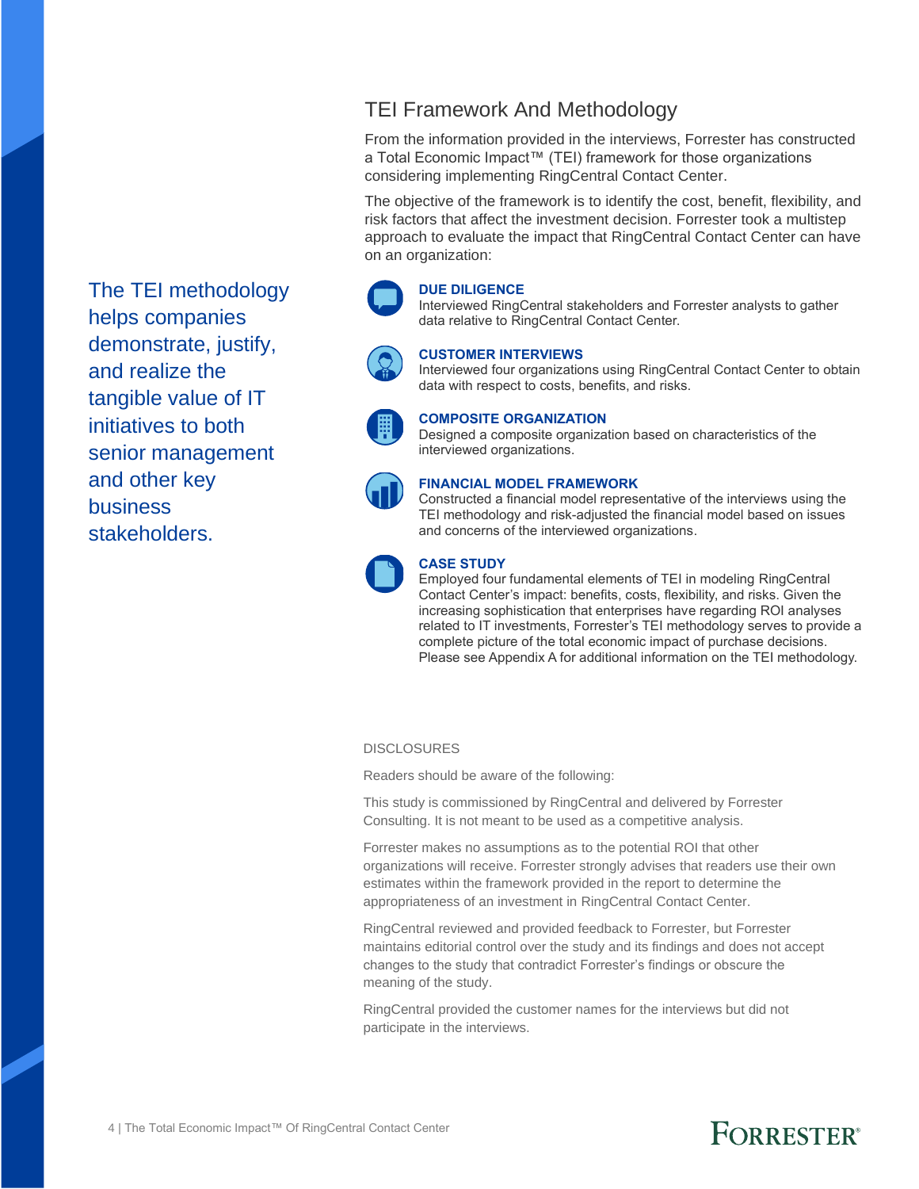## TEI Framework And Methodology

From the information provided in the interviews, Forrester has constructed a Total Economic Impact™ (TEI) framework for those organizations considering implementing RingCentral Contact Center.

The objective of the framework is to identify the cost, benefit, flexibility, and risk factors that affect the investment decision. Forrester took a multistep approach to evaluate the impact that RingCentral Contact Center can have on an organization:

The TEI methodology helps companies demonstrate, justify, and realize the tangible value of IT initiatives to both senior management and other key business stakeholders.

**DUE DILIGENCE**
Interviewed RingCentral stakeholders and Forrester analysts to gather data relative to RingCentral Contact Center.

**CUSTOMER INTERVIEWS**
Interviewed four organizations using RingCentral Contact Center to obtain data with respect to costs, benefits, and risks.

**COMPOSITE ORGANIZATION**
Designed a composite organization based on characteristics of the interviewed organizations.

**FINANCIAL MODEL FRAMEWORK**
Constructed a financial model representative of the interviews using the TEI methodology and risk-adjusted the financial model based on issues and concerns of the interviewed organizations.

**CASE STUDY**
Employed four fundamental elements of TEI in modeling RingCentral Contact Center's impact: benefits, costs, flexibility, and risks. Given the increasing sophistication that enterprises have regarding ROI analyses related to IT investments, Forrester's TEI methodology serves to provide a complete picture of the total economic impact of purchase decisions. Please see Appendix A for additional information on the TEI methodology.

DISCLOSURES

Readers should be aware of the following:

This study is commissioned by RingCentral and delivered by Forrester Consulting. It is not meant to be used as a competitive analysis.

Forrester makes no assumptions as to the potential ROI that other organizations will receive. Forrester strongly advises that readers use their own estimates within the framework provided in the report to determine the appropriateness of an investment in RingCentral Contact Center.

RingCentral reviewed and provided feedback to Forrester, but Forrester maintains editorial control over the study and its findings and does not accept changes to the study that contradict Forrester's findings or obscure the meaning of the study.

RingCentral provided the customer names for the interviews but did not participate in the interviews.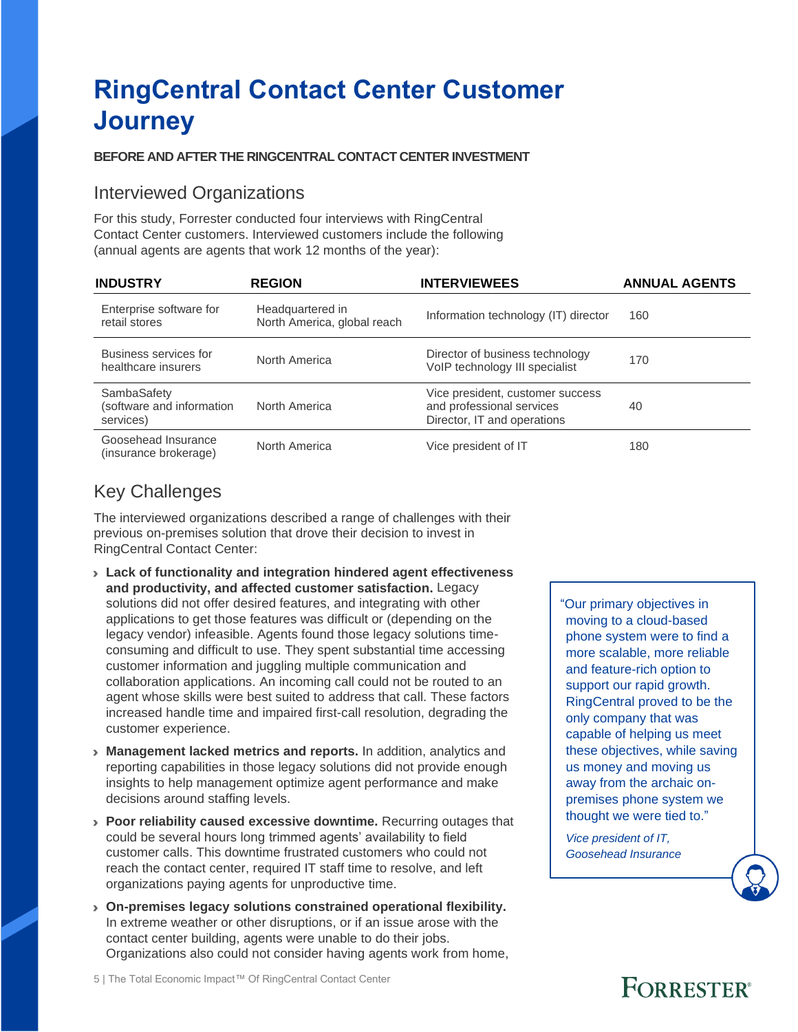# RingCentral Contact Center Customer Journey

**BEFORE AND AFTER THE RINGCENTRAL CONTACT CENTER INVESTMENT**

## Interviewed Organizations

For this study, Forrester conducted four interviews with RingCentral Contact Center customers. Interviewed customers include the following (annual agents are agents that work 12 months of the year):

| INDUSTRY | REGION | INTERVIEWEES | ANNUAL AGENTS |
|---|---|---|---|
| Enterprise software for retail stores | Headquartered in North America, global reach | Information technology (IT) director | 160 |
| Business services for healthcare insurers | North America | Director of business technology<br>VoIP technology III specialist | 170 |
| SambaSafety (software and information services) | North America | Vice president, customer success and professional services<br>Director, IT and operations | 40 |
| Goosehead Insurance (insurance brokerage) | North America | Vice president of IT | 180 |

## Key Challenges

The interviewed organizations described a range of challenges with their previous on-premises solution that drove their decision to invest in RingCentral Contact Center:

- **Lack of functionality and integration hindered agent effectiveness and productivity, and affected customer satisfaction.** Legacy solutions did not offer desired features, and integrating with other applications to get those features was difficult or (depending on the legacy vendor) infeasible. Agents found those legacy solutions time-consuming and difficult to use. They spent substantial time accessing customer information and juggling multiple communication and collaboration applications. An incoming call could not be routed to an agent whose skills were best suited to address that call. These factors increased handle time and impaired first-call resolution, degrading the customer experience.
- **Management lacked metrics and reports.** In addition, analytics and reporting capabilities in those legacy solutions did not provide enough insights to help management optimize agent performance and make decisions around staffing levels.
- **Poor reliability caused excessive downtime.** Recurring outages that could be several hours long trimmed agents' availability to field customer calls. This downtime frustrated customers who could not reach the contact center, required IT staff time to resolve, and left organizations paying agents for unproductive time.
- **On-premises legacy solutions constrained operational flexibility.** In extreme weather or other disruptions, or if an issue arose with the contact center building, agents were unable to do their jobs. Organizations also could not consider having agents work from home,

> "Our primary objectives in moving to a cloud-based phone system were to find a more scalable, more reliable and feature-rich option to support our rapid growth. RingCentral proved to be the only company that was capable of helping us meet these objectives, while saving us money and moving us away from the archaic on-premises phone system we thought we were tied to."
>
> *Vice president of IT, Goosehead Insurance*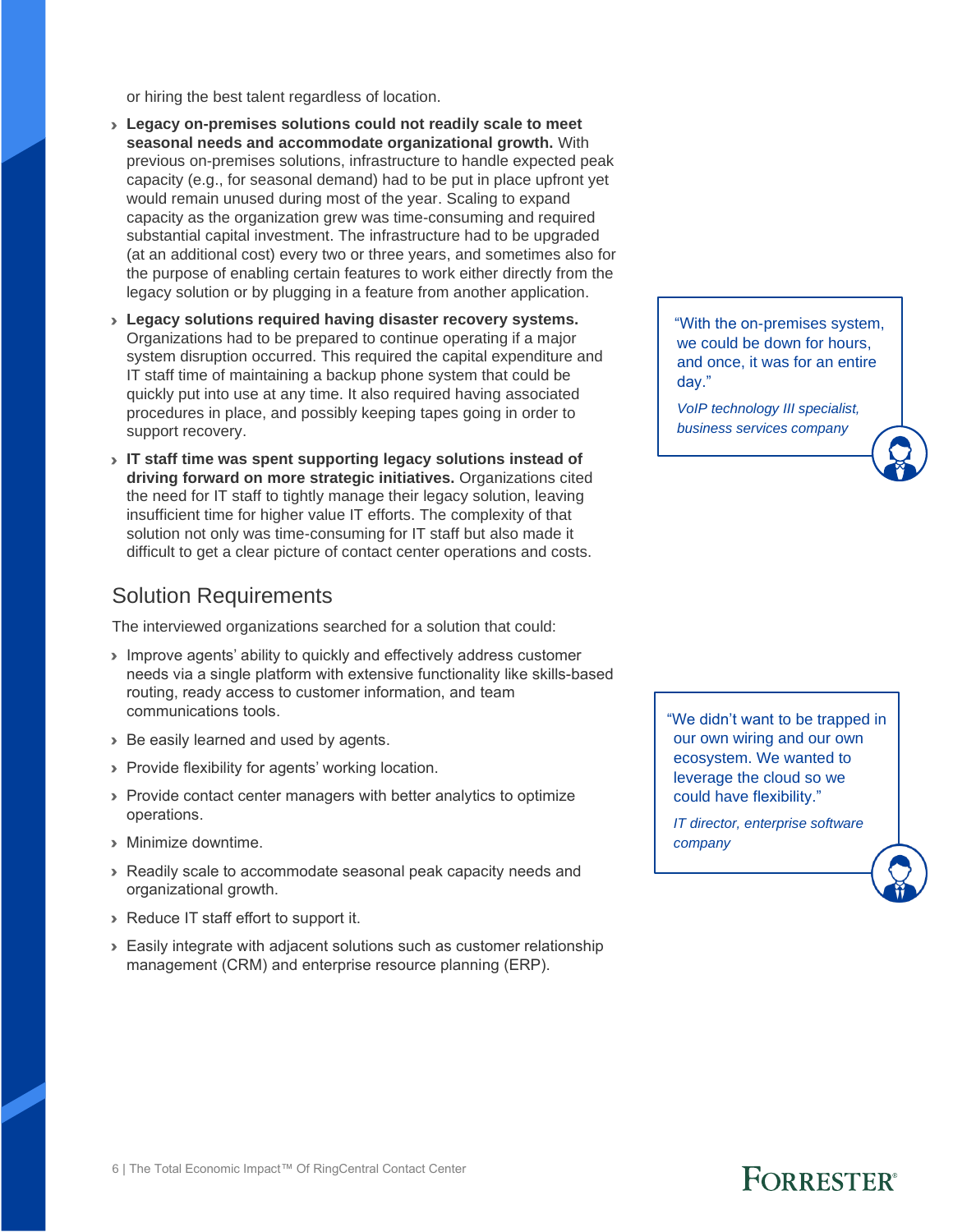or hiring the best talent regardless of location.

- **Legacy on-premises solutions could not readily scale to meet seasonal needs and accommodate organizational growth.** With previous on-premises solutions, infrastructure to handle expected peak capacity (e.g., for seasonal demand) had to be put in place upfront yet would remain unused during most of the year. Scaling to expand capacity as the organization grew was time-consuming and required substantial capital investment. The infrastructure had to be upgraded (at an additional cost) every two or three years, and sometimes also for the purpose of enabling certain features to work either directly from the legacy solution or by plugging in a feature from another application.
- **Legacy solutions required having disaster recovery systems.** Organizations had to be prepared to continue operating if a major system disruption occurred. This required the capital expenditure and IT staff time of maintaining a backup phone system that could be quickly put into use at any time. It also required having associated procedures in place, and possibly keeping tapes going in order to support recovery.
- **IT staff time was spent supporting legacy solutions instead of driving forward on more strategic initiatives.** Organizations cited the need for IT staff to tightly manage their legacy solution, leaving insufficient time for higher value IT efforts. The complexity of that solution not only was time-consuming for IT staff but also made it difficult to get a clear picture of contact center operations and costs.

"With the on-premises system, we could be down for hours, and once, it was for an entire day."

*VoIP technology III specialist, business services company*

## Solution Requirements

The interviewed organizations searched for a solution that could:

- Improve agents' ability to quickly and effectively address customer needs via a single platform with extensive functionality like skills-based routing, ready access to customer information, and team communications tools.
- Be easily learned and used by agents.
- Provide flexibility for agents' working location.
- Provide contact center managers with better analytics to optimize operations.
- Minimize downtime.
- Readily scale to accommodate seasonal peak capacity needs and organizational growth.
- Reduce IT staff effort to support it.
- Easily integrate with adjacent solutions such as customer relationship management (CRM) and enterprise resource planning (ERP).

"We didn't want to be trapped in our own wiring and our own ecosystem. We wanted to leverage the cloud so we could have flexibility."

*IT director, enterprise software company*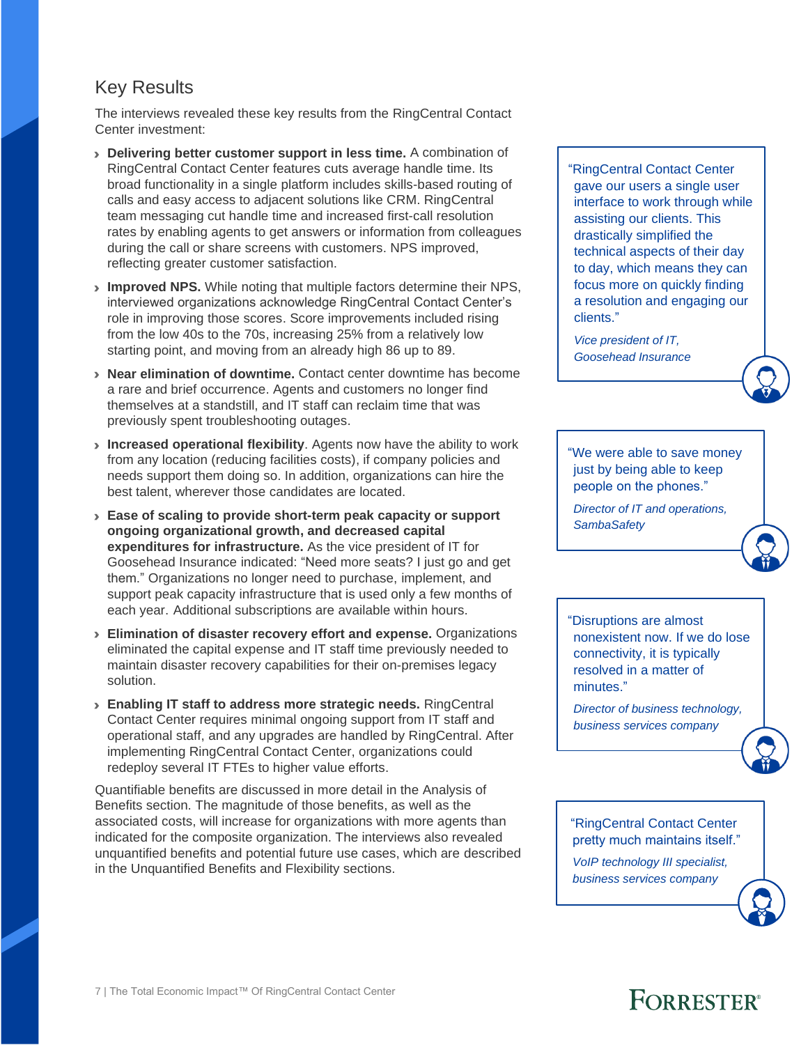## Key Results

The interviews revealed these key results from the RingCentral Contact Center investment:

- **Delivering better customer support in less time.** A combination of RingCentral Contact Center features cuts average handle time. Its broad functionality in a single platform includes skills-based routing of calls and easy access to adjacent solutions like CRM. RingCentral team messaging cut handle time and increased first-call resolution rates by enabling agents to get answers or information from colleagues during the call or share screens with customers. NPS improved, reflecting greater customer satisfaction.
- **Improved NPS.** While noting that multiple factors determine their NPS, interviewed organizations acknowledge RingCentral Contact Center's role in improving those scores. Score improvements included rising from the low 40s to the 70s, increasing 25% from a relatively low starting point, and moving from an already high 86 up to 89.
- **Near elimination of downtime.** Contact center downtime has become a rare and brief occurrence. Agents and customers no longer find themselves at a standstill, and IT staff can reclaim time that was previously spent troubleshooting outages.
- **Increased operational flexibility**. Agents now have the ability to work from any location (reducing facilities costs), if company policies and needs support them doing so. In addition, organizations can hire the best talent, wherever those candidates are located.
- **Ease of scaling to provide short-term peak capacity or support ongoing organizational growth, and decreased capital expenditures for infrastructure.** As the vice president of IT for Goosehead Insurance indicated: "Need more seats? I just go and get them." Organizations no longer need to purchase, implement, and support peak capacity infrastructure that is used only a few months of each year. Additional subscriptions are available within hours.
- **Elimination of disaster recovery effort and expense.** Organizations eliminated the capital expense and IT staff time previously needed to maintain disaster recovery capabilities for their on-premises legacy solution.
- **Enabling IT staff to address more strategic needs.** RingCentral Contact Center requires minimal ongoing support from IT staff and operational staff, and any upgrades are handled by RingCentral. After implementing RingCentral Contact Center, organizations could redeploy several IT FTEs to higher value efforts.

Quantifiable benefits are discussed in more detail in the Analysis of Benefits section. The magnitude of those benefits, as well as the associated costs, will increase for organizations with more agents than indicated for the composite organization. The interviews also revealed unquantified benefits and potential future use cases, which are described in the Unquantified Benefits and Flexibility sections.

> "RingCentral Contact Center gave our users a single user interface to work through while assisting our clients. This drastically simplified the technical aspects of their day to day, which means they can focus more on quickly finding a resolution and engaging our clients."
>
> *Vice president of IT, Goosehead Insurance*

> "We were able to save money just by being able to keep people on the phones."
>
> *Director of IT and operations, SambaSafety*

> "Disruptions are almost nonexistent now. If we do lose connectivity, it is typically resolved in a matter of minutes."
>
> *Director of business technology, business services company*

> "RingCentral Contact Center pretty much maintains itself."
>
> *VoIP technology III specialist, business services company*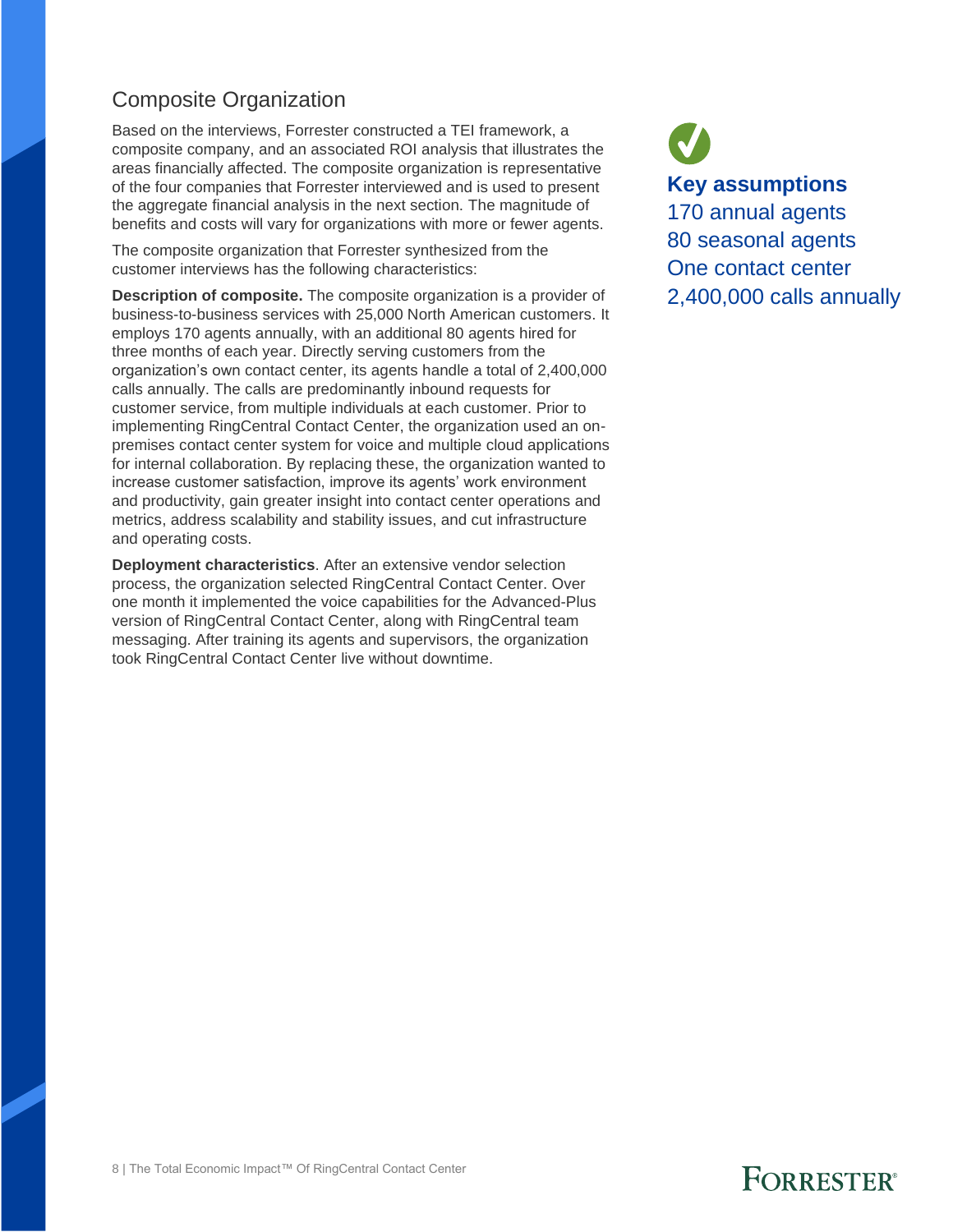## Composite Organization

Based on the interviews, Forrester constructed a TEI framework, a composite company, and an associated ROI analysis that illustrates the areas financially affected. The composite organization is representative of the four companies that Forrester interviewed and is used to present the aggregate financial analysis in the next section. The magnitude of benefits and costs will vary for organizations with more or fewer agents.

The composite organization that Forrester synthesized from the customer interviews has the following characteristics:

**Description of composite.** The composite organization is a provider of business-to-business services with 25,000 North American customers. It employs 170 agents annually, with an additional 80 agents hired for three months of each year. Directly serving customers from the organization's own contact center, its agents handle a total of 2,400,000 calls annually. The calls are predominantly inbound requests for customer service, from multiple individuals at each customer. Prior to implementing RingCentral Contact Center, the organization used an on-premises contact center system for voice and multiple cloud applications for internal collaboration. By replacing these, the organization wanted to increase customer satisfaction, improve its agents' work environment and productivity, gain greater insight into contact center operations and metrics, address scalability and stability issues, and cut infrastructure and operating costs.

**Deployment characteristics**. After an extensive vendor selection process, the organization selected RingCentral Contact Center. Over one month it implemented the voice capabilities for the Advanced-Plus version of RingCentral Contact Center, along with RingCentral team messaging. After training its agents and supervisors, the organization took RingCentral Contact Center live without downtime.

**Key assumptions**

170 annual agents

80 seasonal agents

One contact center

2,400,000 calls annually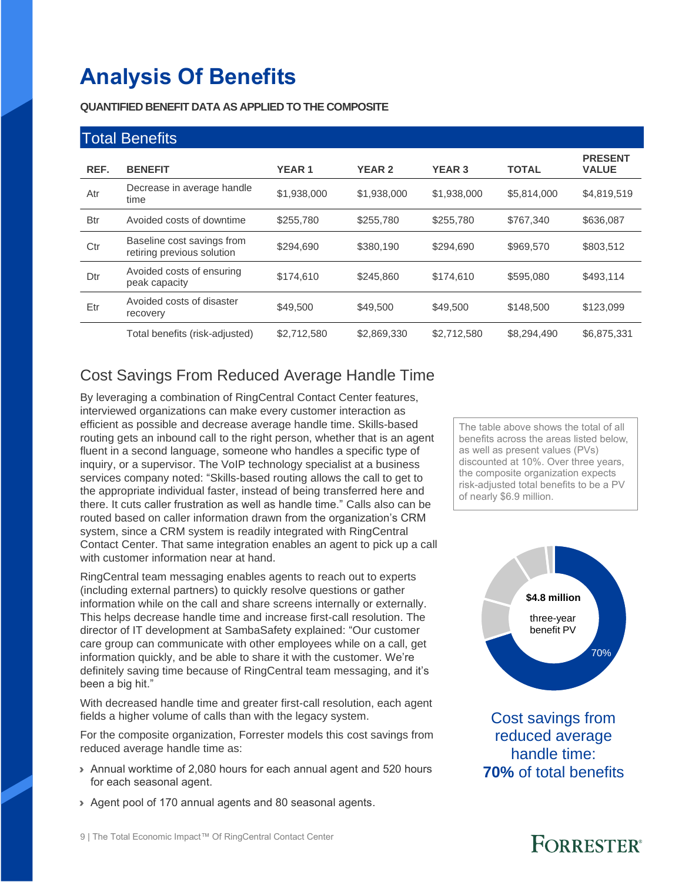# Analysis Of Benefits

**QUANTIFIED BENEFIT DATA AS APPLIED TO THE COMPOSITE**

## Total Benefits

| REF. | BENEFIT | YEAR 1 | YEAR 2 | YEAR 3 | TOTAL | PRESENT VALUE |
|---|---|---|---|---|---|---|
| Atr | Decrease in average handle time | $1,938,000 | $1,938,000 | $1,938,000 | $5,814,000 | $4,819,519 |
| Btr | Avoided costs of downtime | $255,780 | $255,780 | $255,780 | $767,340 | $636,087 |
| Ctr | Baseline cost savings from retiring previous solution | $294,690 | $380,190 | $294,690 | $969,570 | $803,512 |
| Dtr | Avoided costs of ensuring peak capacity | $174,610 | $245,860 | $174,610 | $595,080 | $493,114 |
| Etr | Avoided costs of disaster recovery | $49,500 | $49,500 | $49,500 | $148,500 | $123,099 |
| | Total benefits (risk-adjusted) | $2,712,580 | $2,869,330 | $2,712,580 | $8,294,490 | $6,875,331 |

The table above shows the total of all benefits across the areas listed below, as well as present values (PVs) discounted at 10%. Over three years, the composite organization expects risk-adjusted total benefits to be a PV of nearly $6.9 million.

## Cost Savings From Reduced Average Handle Time

By leveraging a combination of RingCentral Contact Center features, interviewed organizations can make every customer interaction as efficient as possible and decrease average handle time. Skills-based routing gets an inbound call to the right person, whether that is an agent fluent in a second language, someone who handles a specific type of inquiry, or a supervisor. The VoIP technology specialist at a business services company noted: "Skills-based routing allows the call to get to the appropriate individual faster, instead of being transferred here and there. It cuts caller frustration as well as handle time." Calls also can be routed based on caller information drawn from the organization's CRM system, since a CRM system is readily integrated with RingCentral Contact Center. That same integration enables an agent to pick up a call with customer information near at hand.

RingCentral team messaging enables agents to reach out to experts (including external partners) to quickly resolve questions or gather information while on the call and share screens internally or externally. This helps decrease handle time and increase first-call resolution. The director of IT development at SambaSafety explained: "Our customer care group can communicate with other employees while on a call, get information quickly, and be able to share it with the customer. We're definitely saving time because of RingCentral team messaging, and it's been a big hit."

With decreased handle time and greater first-call resolution, each agent fields a higher volume of calls than with the legacy system.

For the composite organization, Forrester models this cost savings from reduced average handle time as:

- Annual worktime of 2,080 hours for each annual agent and 520 hours for each seasonal agent.
- Agent pool of 170 annual agents and 80 seasonal agents.

$4.8 million

three-year benefit PV

70%

Cost savings from reduced average handle time: **70%** of total benefits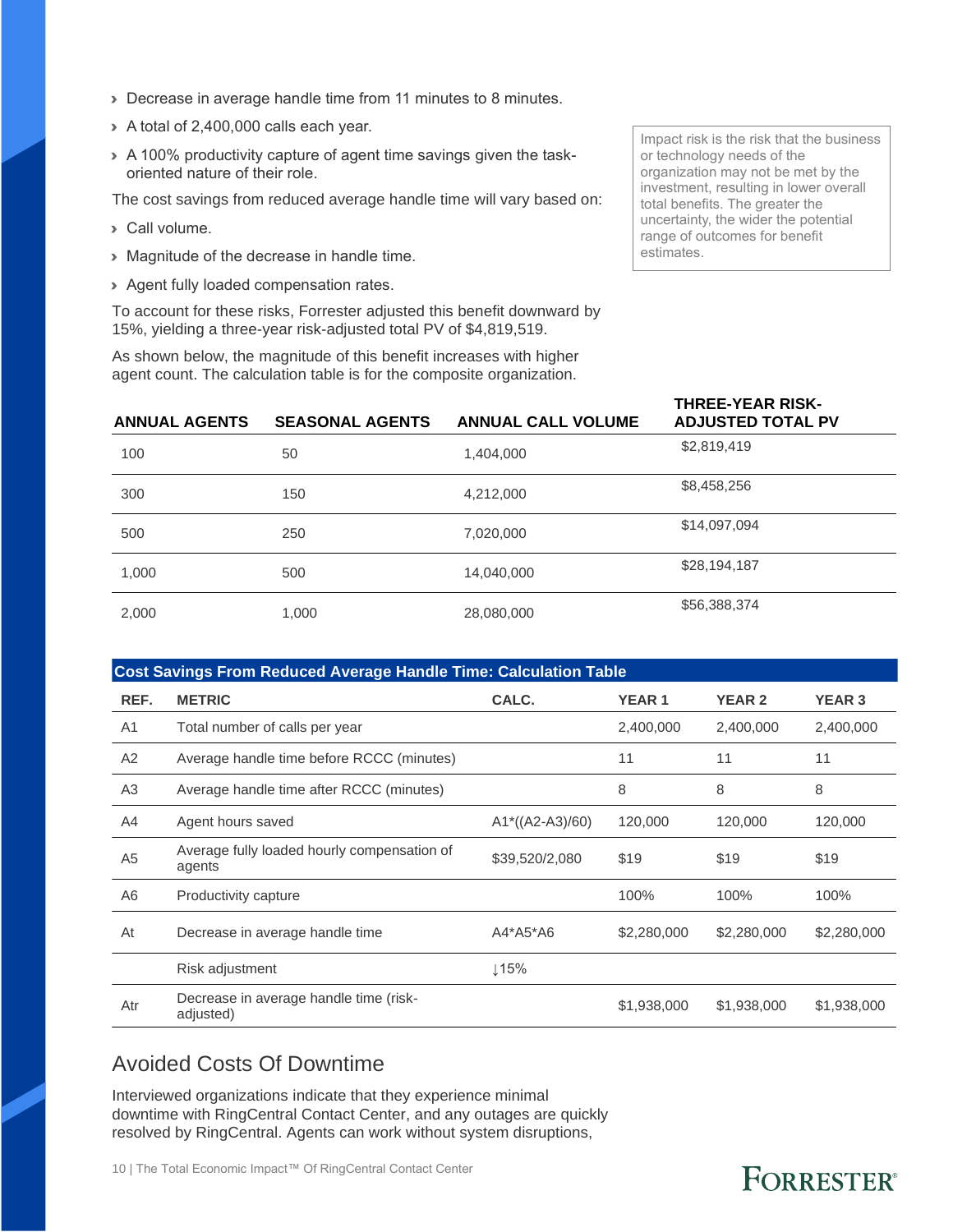- Decrease in average handle time from 11 minutes to 8 minutes.
- A total of 2,400,000 calls each year.
- A 100% productivity capture of agent time savings given the task-oriented nature of their role.

The cost savings from reduced average handle time will vary based on:

- Call volume.
- Magnitude of the decrease in handle time.
- Agent fully loaded compensation rates.

To account for these risks, Forrester adjusted this benefit downward by 15%, yielding a three-year risk-adjusted total PV of $4,819,519.

As shown below, the magnitude of this benefit increases with higher agent count. The calculation table is for the composite organization.

Impact risk is the risk that the business or technology needs of the organization may not be met by the investment, resulting in lower overall total benefits. The greater the uncertainty, the wider the potential range of outcomes for benefit estimates.

| ANNUAL AGENTS | SEASONAL AGENTS | ANNUAL CALL VOLUME | THREE-YEAR RISK-ADJUSTED TOTAL PV |
|---|---|---|---|
| 100 | 50 | 1,404,000 | $2,819,419 |
| 300 | 150 | 4,212,000 | $8,458,256 |
| 500 | 250 | 7,020,000 | $14,097,094 |
| 1,000 | 500 | 14,040,000 | $28,194,187 |
| 2,000 | 1,000 | 28,080,000 | $56,388,374 |

**Cost Savings From Reduced Average Handle Time: Calculation Table**

| REF. | METRIC | CALC. | YEAR 1 | YEAR 2 | YEAR 3 |
|---|---|---|---|---|---|
| A1 | Total number of calls per year | | 2,400,000 | 2,400,000 | 2,400,000 |
| A2 | Average handle time before RCCC (minutes) | | 11 | 11 | 11 |
| A3 | Average handle time after RCCC (minutes) | | 8 | 8 | 8 |
| A4 | Agent hours saved | A1*((A2-A3)/60) | 120,000 | 120,000 | 120,000 |
| A5 | Average fully loaded hourly compensation of agents | $39,520/2,080 | $19 | $19 | $19 |
| A6 | Productivity capture | | 100% | 100% | 100% |
| At | Decrease in average handle time | A4*A5*A6 | $2,280,000 | $2,280,000 | $2,280,000 |
| | Risk adjustment | ↓15% | | | |
| Atr | Decrease in average handle time (risk-adjusted) | | $1,938,000 | $1,938,000 | $1,938,000 |

## Avoided Costs Of Downtime

Interviewed organizations indicate that they experience minimal downtime with RingCentral Contact Center, and any outages are quickly resolved by RingCentral. Agents can work without system disruptions,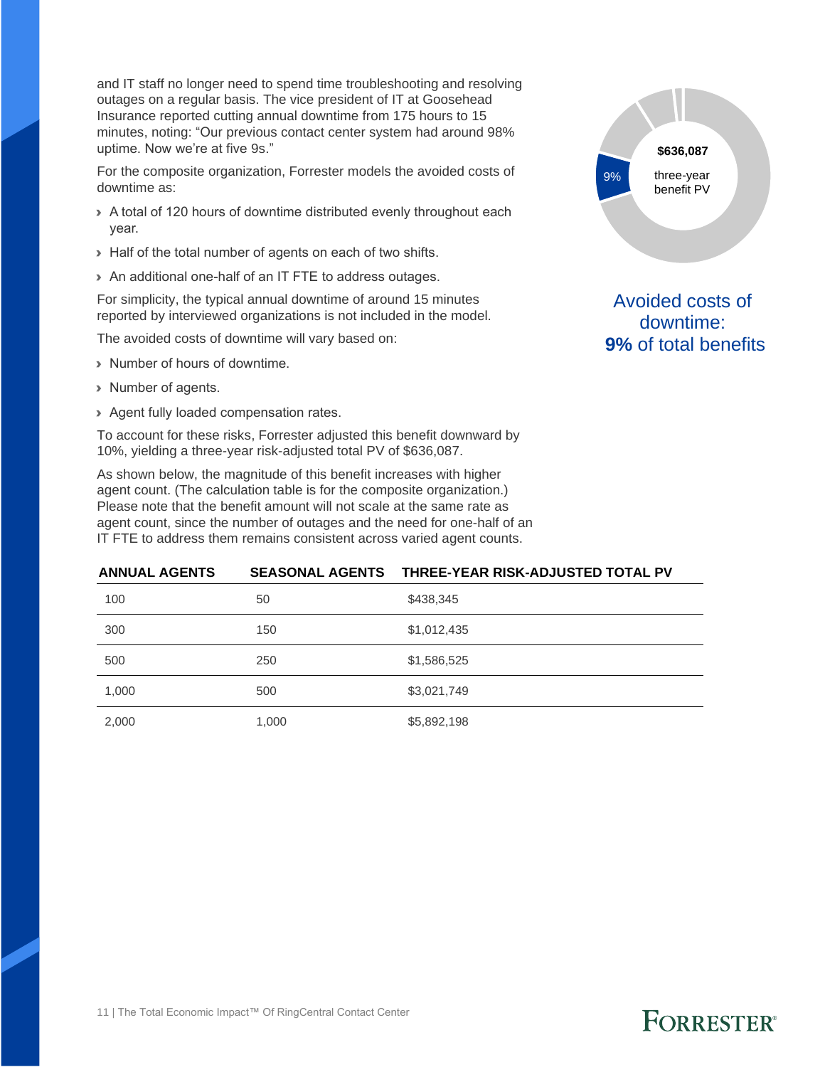and IT staff no longer need to spend time troubleshooting and resolving outages on a regular basis. The vice president of IT at Goosehead Insurance reported cutting annual downtime from 175 hours to 15 minutes, noting: "Our previous contact center system had around 98% uptime. Now we're at five 9s."

For the composite organization, Forrester models the avoided costs of downtime as:

- A total of 120 hours of downtime distributed evenly throughout each year.
- Half of the total number of agents on each of two shifts.
- An additional one-half of an IT FTE to address outages.

For simplicity, the typical annual downtime of around 15 minutes reported by interviewed organizations is not included in the model.

The avoided costs of downtime will vary based on:

- Number of hours of downtime.
- Number of agents.
- Agent fully loaded compensation rates.

To account for these risks, Forrester adjusted this benefit downward by 10%, yielding a three-year risk-adjusted total PV of $636,087.

As shown below, the magnitude of this benefit increases with higher agent count. (The calculation table is for the composite organization.) Please note that the benefit amount will not scale at the same rate as agent count, since the number of outages and the need for one-half of an IT FTE to address them remains consistent across varied agent counts.

9%

**$636,087**

three-year benefit PV

Avoided costs of downtime: **9%** of total benefits

| ANNUAL AGENTS | SEASONAL AGENTS | THREE-YEAR RISK-ADJUSTED TOTAL PV |
|---|---|---|
| 100 | 50 | $438,345 |
| 300 | 150 | $1,012,435 |
| 500 | 250 | $1,586,525 |
| 1,000 | 500 | $3,021,749 |
| 2,000 | 1,000 | $5,892,198 |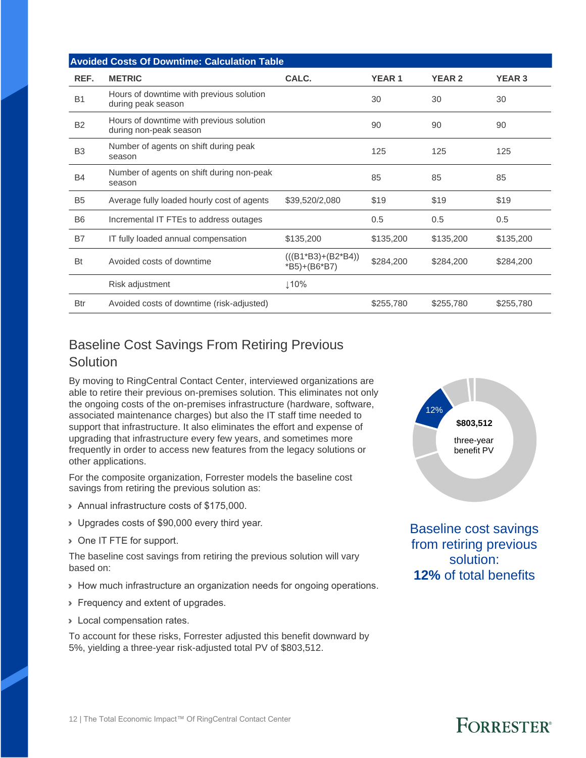| Avoided Costs Of Downtime: Calculation Table | | | | | |
|---|---|---|---|---|---|
| REF. | METRIC | CALC. | YEAR 1 | YEAR 2 | YEAR 3 |
| B1 | Hours of downtime with previous solution during peak season | | 30 | 30 | 30 |
| B2 | Hours of downtime with previous solution during non-peak season | | 90 | 90 | 90 |
| B3 | Number of agents on shift during peak season | | 125 | 125 | 125 |
| B4 | Number of agents on shift during non-peak season | | 85 | 85 | 85 |
| B5 | Average fully loaded hourly cost of agents | $39,520/2,080 | $19 | $19 | $19 |
| B6 | Incremental IT FTEs to address outages | | 0.5 | 0.5 | 0.5 |
| B7 | IT fully loaded annual compensation | $135,200 | $135,200 | $135,200 | $135,200 |
| Bt | Avoided costs of downtime | (((B1*B3)+(B2*B4))*B5)+(B6*B7) | $284,200 | $284,200 | $284,200 |
| | Risk adjustment | ↓10% | | | |
| Btr | Avoided costs of downtime (risk-adjusted) | | $255,780 | $255,780 | $255,780 |

## Baseline Cost Savings From Retiring Previous Solution

By moving to RingCentral Contact Center, interviewed organizations are able to retire their previous on-premises solution. This eliminates not only the ongoing costs of the on-premises infrastructure (hardware, software, associated maintenance charges) but also the IT staff time needed to support that infrastructure. It also eliminates the effort and expense of upgrading that infrastructure every few years, and sometimes more frequently in order to access new features from the legacy solutions or other applications.

For the composite organization, Forrester models the baseline cost savings from retiring the previous solution as:

- Annual infrastructure costs of $175,000.
- Upgrades costs of $90,000 every third year.
- One IT FTE for support.

The baseline cost savings from retiring the previous solution will vary based on:

- How much infrastructure an organization needs for ongoing operations.
- Frequency and extent of upgrades.
- Local compensation rates.

To account for these risks, Forrester adjusted this benefit downward by 5%, yielding a three-year risk-adjusted total PV of $803,512.

12%

$803,512

three-year benefit PV

Baseline cost savings from retiring previous solution: **12%** of total benefits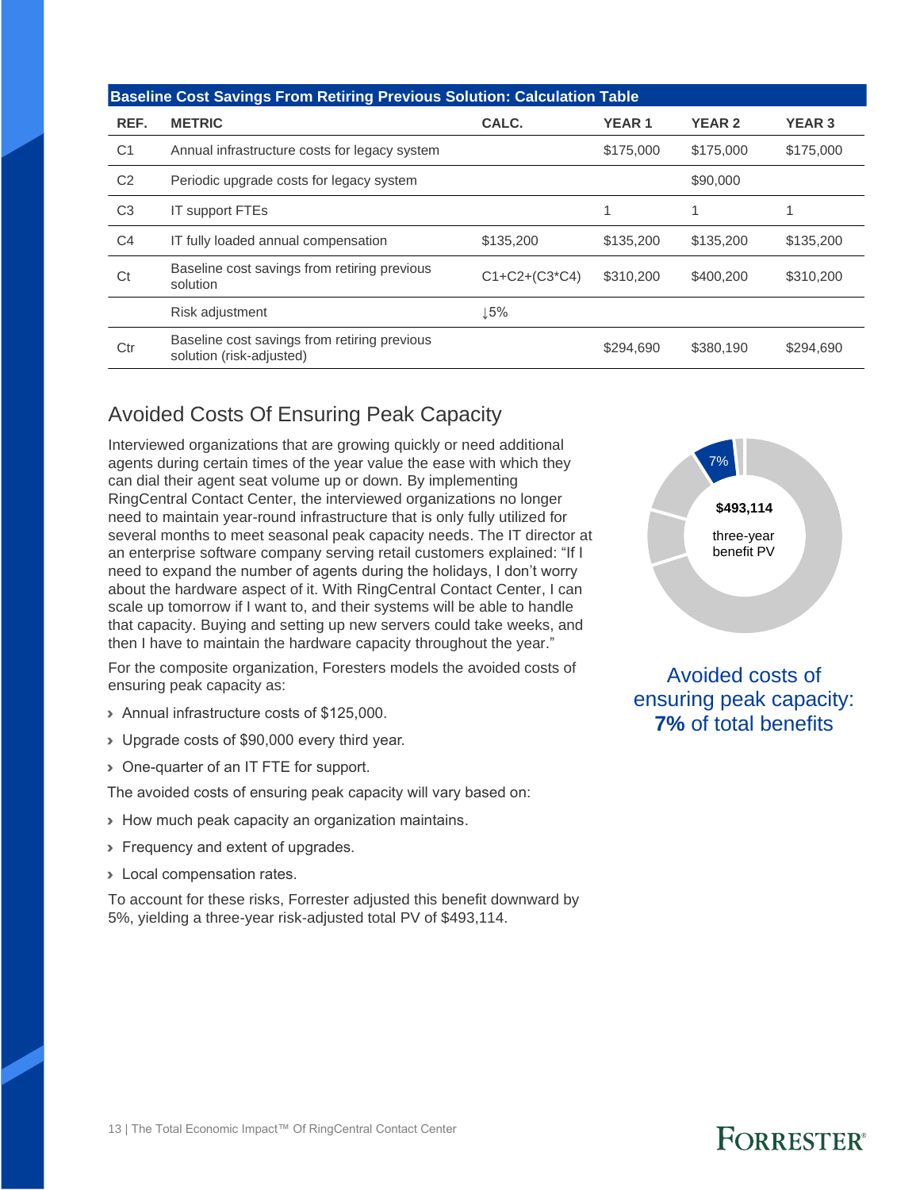| Baseline Cost Savings From Retiring Previous Solution: Calculation Table | | | | | |
|---|---|---|---|---|---|
| REF. | METRIC | CALC. | YEAR 1 | YEAR 2 | YEAR 3 |
| C1 | Annual infrastructure costs for legacy system | | $175,000 | $175,000 | $175,000 |
| C2 | Periodic upgrade costs for legacy system | | | $90,000 | |
| C3 | IT support FTEs | | 1 | 1 | 1 |
| C4 | IT fully loaded annual compensation | $135,200 | $135,200 | $135,200 | $135,200 |
| Ct | Baseline cost savings from retiring previous solution | C1+C2+(C3*C4) | $310,200 | $400,200 | $310,200 |
| | Risk adjustment | ↓5% | | | |
| Ctr | Baseline cost savings from retiring previous solution (risk-adjusted) | | $294,690 | $380,190 | $294,690 |

## Avoided Costs Of Ensuring Peak Capacity

Interviewed organizations that are growing quickly or need additional agents during certain times of the year value the ease with which they can dial their agent seat volume up or down. By implementing RingCentral Contact Center, the interviewed organizations no longer need to maintain year-round infrastructure that is only fully utilized for several months to meet seasonal peak capacity needs. The IT director at an enterprise software company serving retail customers explained: "If I need to expand the number of agents during the holidays, I don't worry about the hardware aspect of it. With RingCentral Contact Center, I can scale up tomorrow if I want to, and their systems will be able to handle that capacity. Buying and setting up new servers could take weeks, and then I have to maintain the hardware capacity throughout the year."

For the composite organization, Foresters models the avoided costs of ensuring peak capacity as:

- Annual infrastructure costs of $125,000.
- Upgrade costs of $90,000 every third year.
- One-quarter of an IT FTE for support.

The avoided costs of ensuring peak capacity will vary based on:

- How much peak capacity an organization maintains.
- Frequency and extent of upgrades.
- Local compensation rates.

To account for these risks, Forrester adjusted this benefit downward by 5%, yielding a three-year risk-adjusted total PV of $493,114.

7%

$493,114

three-year benefit PV

Avoided costs of ensuring peak capacity: **7%** of total benefits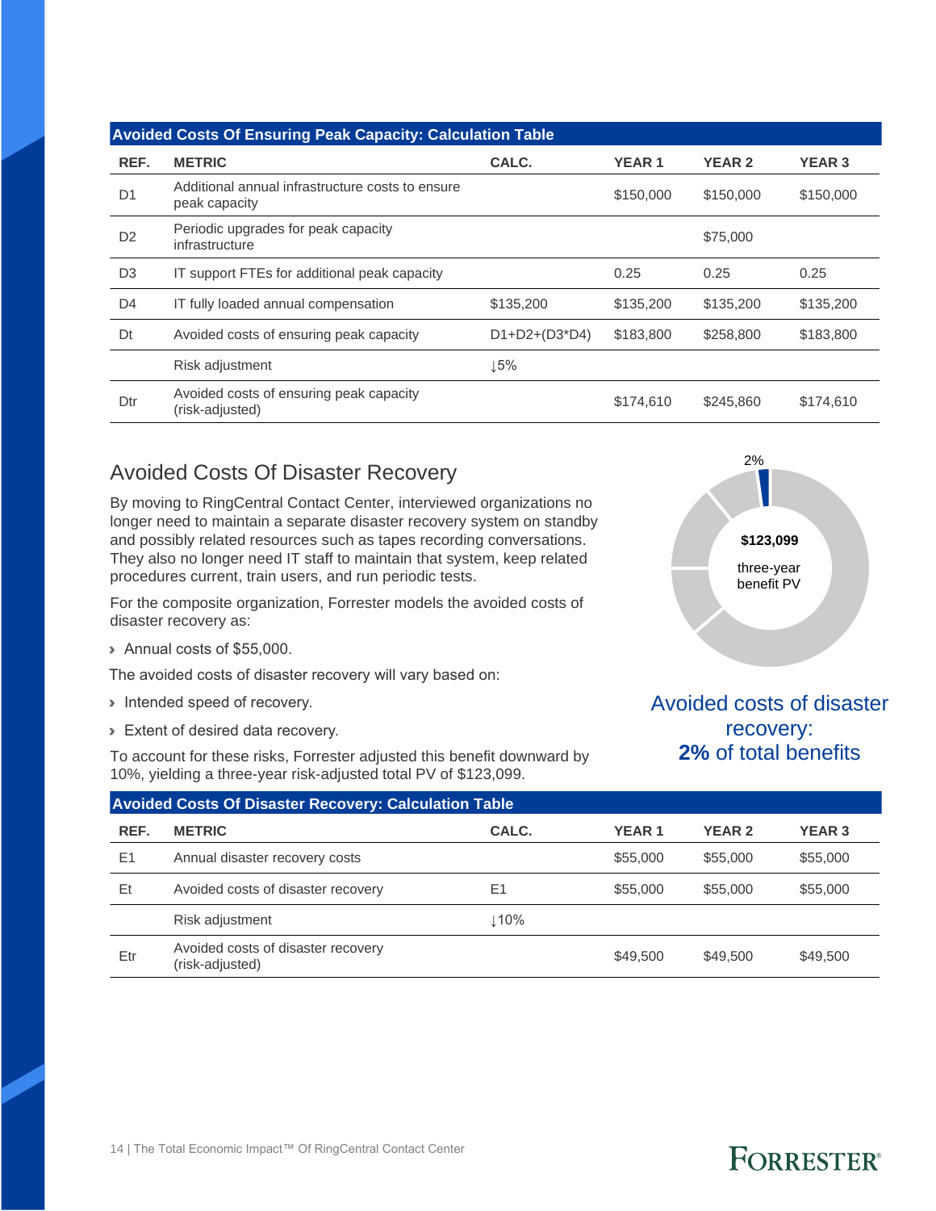| Avoided Costs Of Ensuring Peak Capacity: Calculation Table | | | | | |
|---|---|---|---|---|---|
| **REF.** | **METRIC** | **CALC.** | **YEAR 1** | **YEAR 2** | **YEAR 3** |
| D1 | Additional annual infrastructure costs to ensure peak capacity | | $150,000 | $150,000 | $150,000 |
| D2 | Periodic upgrades for peak capacity infrastructure | | | $75,000 | |
| D3 | IT support FTEs for additional peak capacity | | 0.25 | 0.25 | 0.25 |
| D4 | IT fully loaded annual compensation | $135,200 | $135,200 | $135,200 | $135,200 |
| Dt | Avoided costs of ensuring peak capacity | D1+D2+(D3*D4) | $183,800 | $258,800 | $183,800 |
| | Risk adjustment | ↓5% | | | |
| Dtr | Avoided costs of ensuring peak capacity (risk-adjusted) | | $174,610 | $245,860 | $174,610 |

## Avoided Costs Of Disaster Recovery

By moving to RingCentral Contact Center, interviewed organizations no longer need to maintain a separate disaster recovery system on standby and possibly related resources such as tapes recording conversations. They also no longer need IT staff to maintain that system, keep related procedures current, train users, and run periodic tests.

For the composite organization, Forrester models the avoided costs of disaster recovery as:

- Annual costs of $55,000.

The avoided costs of disaster recovery will vary based on:

- Intended speed of recovery.
- Extent of desired data recovery.

To account for these risks, Forrester adjusted this benefit downward by 10%, yielding a three-year risk-adjusted total PV of $123,099.

2%

$123,099

three-year benefit PV

Avoided costs of disaster recovery: **2%** of total benefits

| Avoided Costs Of Disaster Recovery: Calculation Table | | | | | |
|---|---|---|---|---|---|
| **REF.** | **METRIC** | **CALC.** | **YEAR 1** | **YEAR 2** | **YEAR 3** |
| E1 | Annual disaster recovery costs | | $55,000 | $55,000 | $55,000 |
| Et | Avoided costs of disaster recovery | E1 | $55,000 | $55,000 | $55,000 |
| | Risk adjustment | ↓10% | | | |
| Etr | Avoided costs of disaster recovery (risk-adjusted) | | $49,500 | $49,500 | $49,500 |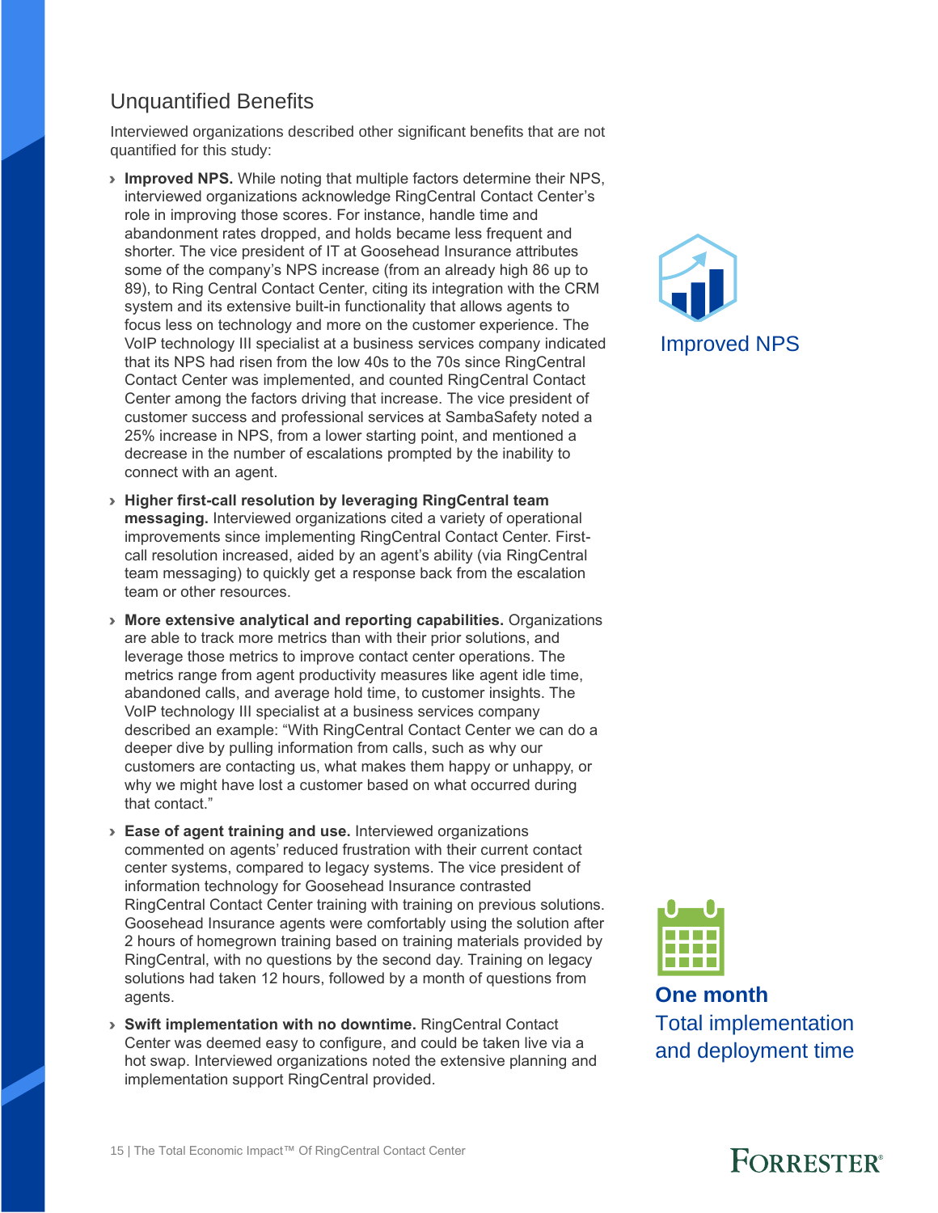## Unquantified Benefits

Interviewed organizations described other significant benefits that are not quantified for this study:

- **Improved NPS.** While noting that multiple factors determine their NPS, interviewed organizations acknowledge RingCentral Contact Center's role in improving those scores. For instance, handle time and abandonment rates dropped, and holds became less frequent and shorter. The vice president of IT at Goosehead Insurance attributes some of the company's NPS increase (from an already high 86 up to 89), to Ring Central Contact Center, citing its integration with the CRM system and its extensive built-in functionality that allows agents to focus less on technology and more on the customer experience. The VoIP technology III specialist at a business services company indicated that its NPS had risen from the low 40s to the 70s since RingCentral Contact Center was implemented, and counted RingCentral Contact Center among the factors driving that increase. The vice president of customer success and professional services at SambaSafety noted a 25% increase in NPS, from a lower starting point, and mentioned a decrease in the number of escalations prompted by the inability to connect with an agent.

Improved NPS

- **Higher first-call resolution by leveraging RingCentral team messaging.** Interviewed organizations cited a variety of operational improvements since implementing RingCentral Contact Center. First-call resolution increased, aided by an agent's ability (via RingCentral team messaging) to quickly get a response back from the escalation team or other resources.

- **More extensive analytical and reporting capabilities.** Organizations are able to track more metrics than with their prior solutions, and leverage those metrics to improve contact center operations. The metrics range from agent productivity measures like agent idle time, abandoned calls, and average hold time, to customer insights. The VoIP technology III specialist at a business services company described an example: "With RingCentral Contact Center we can do a deeper dive by pulling information from calls, such as why our customers are contacting us, what makes them happy or unhappy, or why we might have lost a customer based on what occurred during that contact."

- **Ease of agent training and use.** Interviewed organizations commented on agents' reduced frustration with their current contact center systems, compared to legacy systems. The vice president of information technology for Goosehead Insurance contrasted RingCentral Contact Center training with training on previous solutions. Goosehead Insurance agents were comfortably using the solution after 2 hours of homegrown training based on training materials provided by RingCentral, with no questions by the second day. Training on legacy solutions had taken 12 hours, followed by a month of questions from agents.

- **Swift implementation with no downtime.** RingCentral Contact Center was deemed easy to configure, and could be taken live via a hot swap. Interviewed organizations noted the extensive planning and implementation support RingCentral provided.

**One month**
Total implementation and deployment time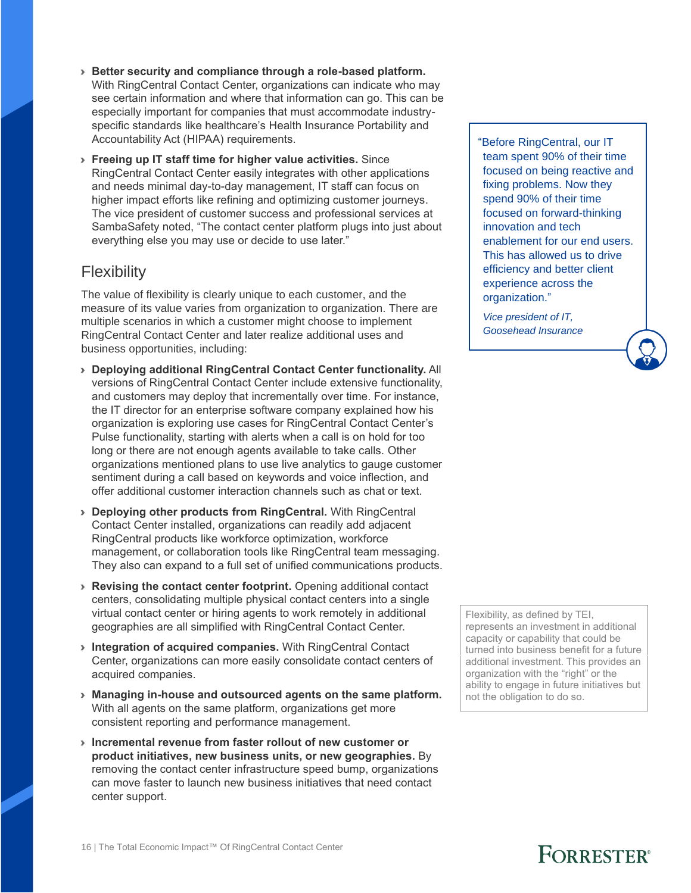- **Better security and compliance through a role-based platform.** With RingCentral Contact Center, organizations can indicate who may see certain information and where that information can go. This can be especially important for companies that must accommodate industry-specific standards like healthcare's Health Insurance Portability and Accountability Act (HIPAA) requirements.
- **Freeing up IT staff time for higher value activities.** Since RingCentral Contact Center easily integrates with other applications and needs minimal day-to-day management, IT staff can focus on higher impact efforts like refining and optimizing customer journeys. The vice president of customer success and professional services at SambaSafety noted, "The contact center platform plugs into just about everything else you may use or decide to use later."

"Before RingCentral, our IT team spent 90% of their time focused on being reactive and fixing problems. Now they spend 90% of their time focused on forward-thinking innovation and tech enablement for our end users. This has allowed us to drive efficiency and better client experience across the organization."

*Vice president of IT, Goosehead Insurance*

## Flexibility

The value of flexibility is clearly unique to each customer, and the measure of its value varies from organization to organization. There are multiple scenarios in which a customer might choose to implement RingCentral Contact Center and later realize additional uses and business opportunities, including:

- **Deploying additional RingCentral Contact Center functionality.** All versions of RingCentral Contact Center include extensive functionality, and customers may deploy that incrementally over time. For instance, the IT director for an enterprise software company explained how his organization is exploring use cases for RingCentral Contact Center's Pulse functionality, starting with alerts when a call is on hold for too long or there are not enough agents available to take calls. Other organizations mentioned plans to use live analytics to gauge customer sentiment during a call based on keywords and voice inflection, and offer additional customer interaction channels such as chat or text.
- **Deploying other products from RingCentral.** With RingCentral Contact Center installed, organizations can readily add adjacent RingCentral products like workforce optimization, workforce management, or collaboration tools like RingCentral team messaging. They also can expand to a full set of unified communications products.
- **Revising the contact center footprint.** Opening additional contact centers, consolidating multiple physical contact centers into a single virtual contact center or hiring agents to work remotely in additional geographies are all simplified with RingCentral Contact Center.
- **Integration of acquired companies.** With RingCentral Contact Center, organizations can more easily consolidate contact centers of acquired companies.
- **Managing in-house and outsourced agents on the same platform.** With all agents on the same platform, organizations get more consistent reporting and performance management.
- **Incremental revenue from faster rollout of new customer or product initiatives, new business units, or new geographies.** By removing the contact center infrastructure speed bump, organizations can move faster to launch new business initiatives that need contact center support.

Flexibility, as defined by TEI, represents an investment in additional capacity or capability that could be turned into business benefit for a future additional investment. This provides an organization with the "right" or the ability to engage in future initiatives but not the obligation to do so.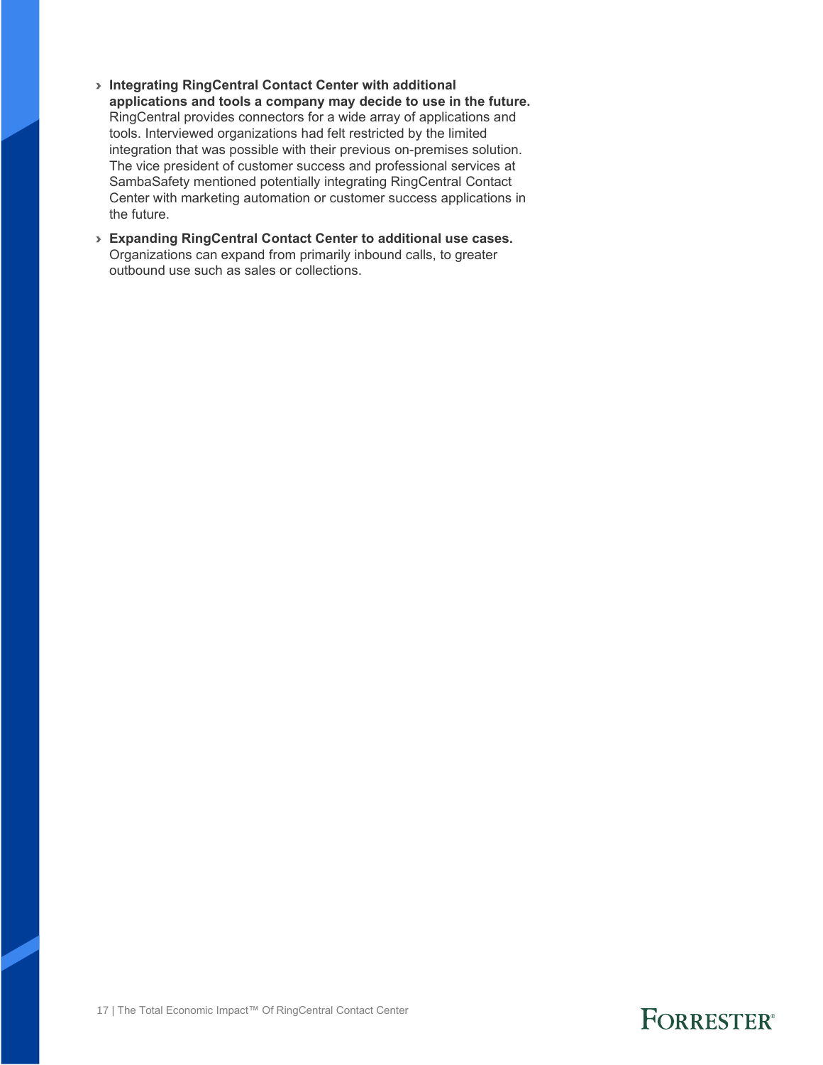- **Integrating RingCentral Contact Center with additional applications and tools a company may decide to use in the future.** RingCentral provides connectors for a wide array of applications and tools. Interviewed organizations had felt restricted by the limited integration that was possible with their previous on-premises solution. The vice president of customer success and professional services at SambaSafety mentioned potentially integrating RingCentral Contact Center with marketing automation or customer success applications in the future.
- **Expanding RingCentral Contact Center to additional use cases.** Organizations can expand from primarily inbound calls, to greater outbound use such as sales or collections.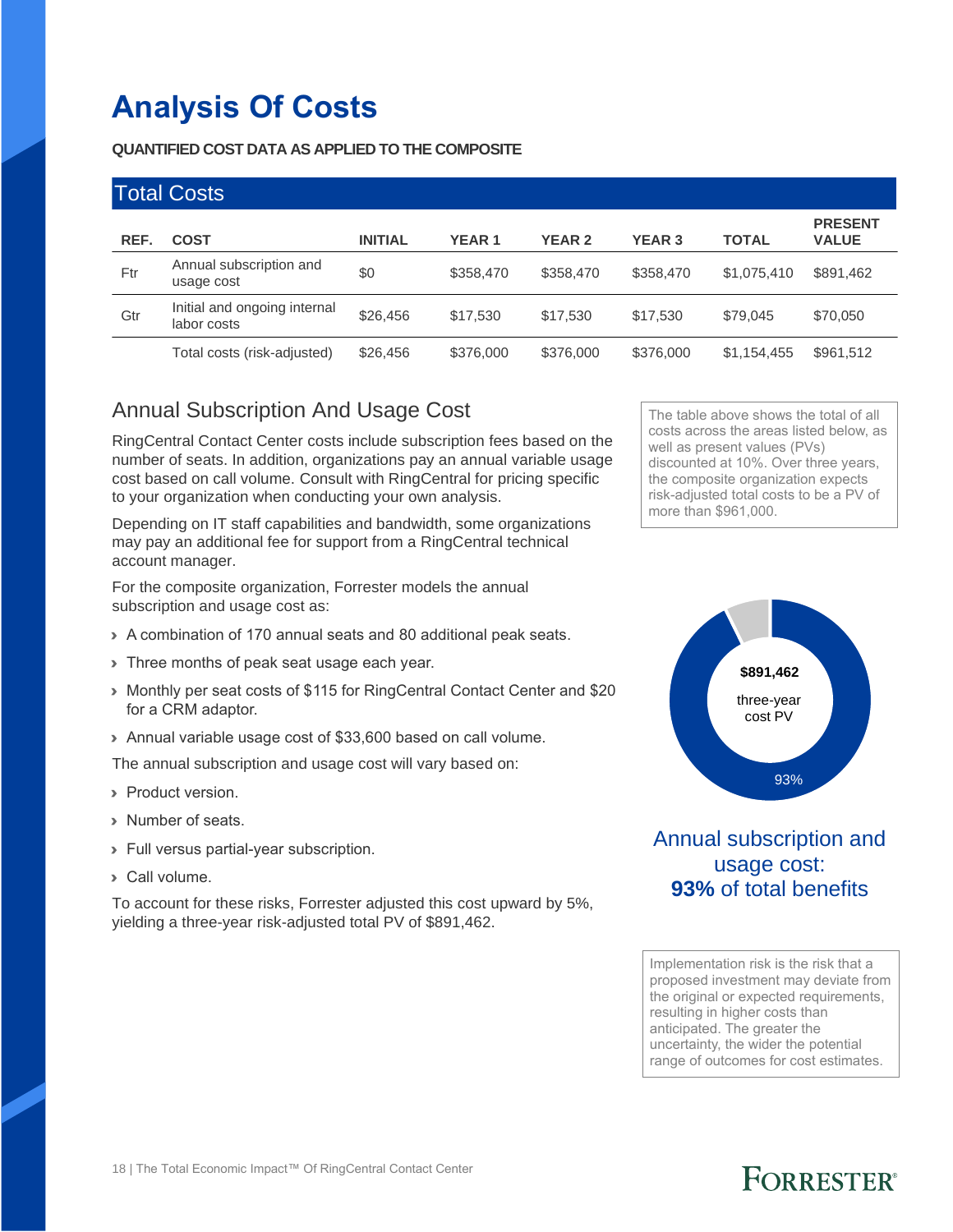# Analysis Of Costs

**QUANTIFIED COST DATA AS APPLIED TO THE COMPOSITE**

## Total Costs

| REF. | COST | INITIAL | YEAR 1 | YEAR 2 | YEAR 3 | TOTAL | PRESENT VALUE |
|---|---|---|---|---|---|---|---|
| Ftr | Annual subscription and usage cost | $0 | $358,470 | $358,470 | $358,470 | $1,075,410 | $891,462 |
| Gtr | Initial and ongoing internal labor costs | $26,456 | $17,530 | $17,530 | $17,530 | $79,045 | $70,050 |
| | Total costs (risk-adjusted) | $26,456 | $376,000 | $376,000 | $376,000 | $1,154,455 | $961,512 |

The table above shows the total of all costs across the areas listed below, as well as present values (PVs) discounted at 10%. Over three years, the composite organization expects risk-adjusted total costs to be a PV of more than $961,000.

## Annual Subscription And Usage Cost

RingCentral Contact Center costs include subscription fees based on the number of seats. In addition, organizations pay an annual variable usage cost based on call volume. Consult with RingCentral for pricing specific to your organization when conducting your own analysis.

Depending on IT staff capabilities and bandwidth, some organizations may pay an additional fee for support from a RingCentral technical account manager.

For the composite organization, Forrester models the annual subscription and usage cost as:

- A combination of 170 annual seats and 80 additional peak seats.
- Three months of peak seat usage each year.
- Monthly per seat costs of $115 for RingCentral Contact Center and $20 for a CRM adaptor.
- Annual variable usage cost of $33,600 based on call volume.

The annual subscription and usage cost will vary based on:

- Product version.
- Number of seats.
- Full versus partial-year subscription.
- Call volume.

To account for these risks, Forrester adjusted this cost upward by 5%, yielding a three-year risk-adjusted total PV of $891,462.

**$891,462** three-year cost PV

93%

Annual subscription and usage cost: **93%** of total benefits

Implementation risk is the risk that a proposed investment may deviate from the original or expected requirements, resulting in higher costs than anticipated. The greater the uncertainty, the wider the potential range of outcomes for cost estimates.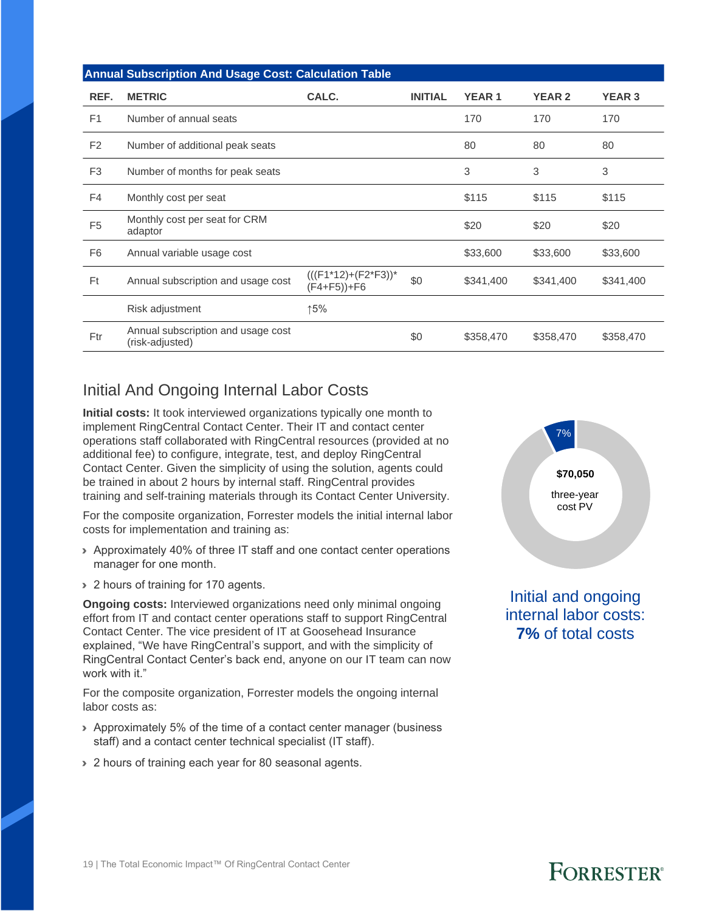| Annual Subscription And Usage Cost: Calculation Table | | | | | | |
|---|---|---|---|---|---|---|
| REF. | METRIC | CALC. | INITIAL | YEAR 1 | YEAR 2 | YEAR 3 |
| F1 | Number of annual seats | | | 170 | 170 | 170 |
| F2 | Number of additional peak seats | | | 80 | 80 | 80 |
| F3 | Number of months for peak seats | | | 3 | 3 | 3 |
| F4 | Monthly cost per seat | | | $115 | $115 | $115 |
| F5 | Monthly cost per seat for CRM adaptor | | | $20 | $20 | $20 |
| F6 | Annual variable usage cost | | | $33,600 | $33,600 | $33,600 |
| Ft | Annual subscription and usage cost | (((F1*12)+(F2*F3))*(F4+F5))+F6 | $0 | $341,400 | $341,400 | $341,400 |
| | Risk adjustment | ↑5% | | | | |
| Ftr | Annual subscription and usage cost (risk-adjusted) | | $0 | $358,470 | $358,470 | $358,470 |

## Initial And Ongoing Internal Labor Costs

**Initial costs:** It took interviewed organizations typically one month to implement RingCentral Contact Center. Their IT and contact center operations staff collaborated with RingCentral resources (provided at no additional fee) to configure, integrate, test, and deploy RingCentral Contact Center. Given the simplicity of using the solution, agents could be trained in about 2 hours by internal staff. RingCentral provides training and self-training materials through its Contact Center University.

For the composite organization, Forrester models the initial internal labor costs for implementation and training as:

- Approximately 40% of three IT staff and one contact center operations manager for one month.
- 2 hours of training for 170 agents.

**Ongoing costs:** Interviewed organizations need only minimal ongoing effort from IT and contact center operations staff to support RingCentral Contact Center. The vice president of IT at Goosehead Insurance explained, "We have RingCentral's support, and with the simplicity of RingCentral Contact Center's back end, anyone on our IT team can now work with it."

For the composite organization, Forrester models the ongoing internal labor costs as:

- Approximately 5% of the time of a contact center manager (business staff) and a contact center technical specialist (IT staff).
- 2 hours of training each year for 80 seasonal agents.

7%

**$70,050**

three-year cost PV

Initial and ongoing internal labor costs: **7%** of total costs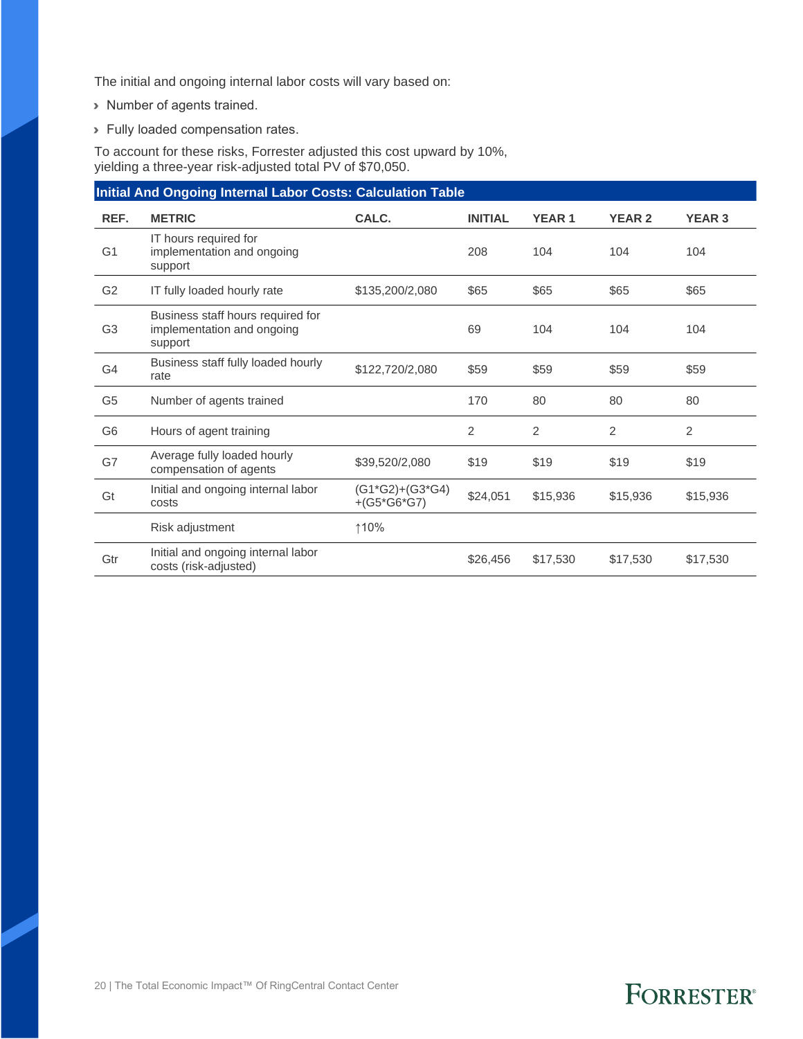The initial and ongoing internal labor costs will vary based on:

- Number of agents trained.
- Fully loaded compensation rates.

To account for these risks, Forrester adjusted this cost upward by 10%, yielding a three-year risk-adjusted total PV of $70,050.

**Initial And Ongoing Internal Labor Costs: Calculation Table**

| REF. | METRIC | CALC. | INITIAL | YEAR 1 | YEAR 2 | YEAR 3 |
|---|---|---|---|---|---|---|
| G1 | IT hours required for implementation and ongoing support | | 208 | 104 | 104 | 104 |
| G2 | IT fully loaded hourly rate | $135,200/2,080 | $65 | $65 | $65 | $65 |
| G3 | Business staff hours required for implementation and ongoing support | | 69 | 104 | 104 | 104 |
| G4 | Business staff fully loaded hourly rate | $122,720/2,080 | $59 | $59 | $59 | $59 |
| G5 | Number of agents trained | | 170 | 80 | 80 | 80 |
| G6 | Hours of agent training | | 2 | 2 | 2 | 2 |
| G7 | Average fully loaded hourly compensation of agents | $39,520/2,080 | $19 | $19 | $19 | $19 |
| Gt | Initial and ongoing internal labor costs | (G1*G2)+(G3*G4)+(G5*G6*G7) | $24,051 | $15,936 | $15,936 | $15,936 |
| | Risk adjustment | ↑10% | | | | |
| Gtr | Initial and ongoing internal labor costs (risk-adjusted) | | $26,456 | $17,530 | $17,530 | $17,530 |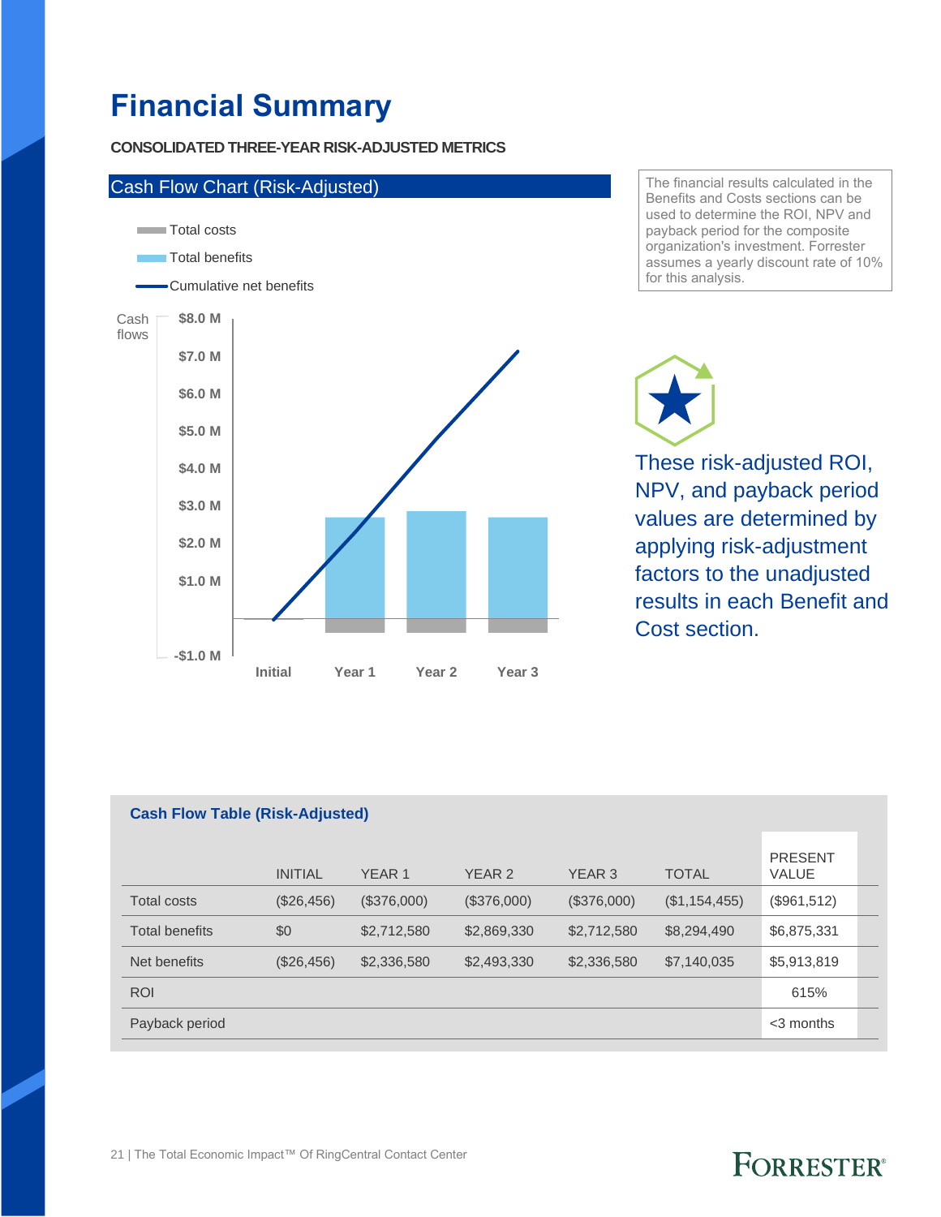# Financial Summary

**CONSOLIDATED THREE-YEAR RISK-ADJUSTED METRICS**

## Cash Flow Chart (Risk-Adjusted)

Total costs
Total benefits
Cumulative net benefits

Cash flows
$8.0 M
$7.0 M
$6.0 M
$5.0 M
$4.0 M
$3.0 M
$2.0 M
$1.0 M
-$1.0 M

Initial
Year 1
Year 2
Year 3

The financial results calculated in the Benefits and Costs sections can be used to determine the ROI, NPV and payback period for the composite organization's investment. Forrester assumes a yearly discount rate of 10% for this analysis.

These risk-adjusted ROI, NPV, and payback period values are determined by applying risk-adjustment factors to the unadjusted results in each Benefit and Cost section.

**Cash Flow Table (Risk-Adjusted)**

| | INITIAL | YEAR 1 | YEAR 2 | YEAR 3 | TOTAL | PRESENT VALUE |
|---|---|---|---|---|---|---|
| Total costs | ($26,456) | ($376,000) | ($376,000) | ($376,000) | ($1,154,455) | ($961,512) |
| Total benefits | $0 | $2,712,580 | $2,869,330 | $2,712,580 | $8,294,490 | $6,875,331 |
| Net benefits | ($26,456) | $2,336,580 | $2,493,330 | $2,336,580 | $7,140,035 | $5,913,819 |
| ROI | | | | | | 615% |
| Payback period | | | | | | <3 months |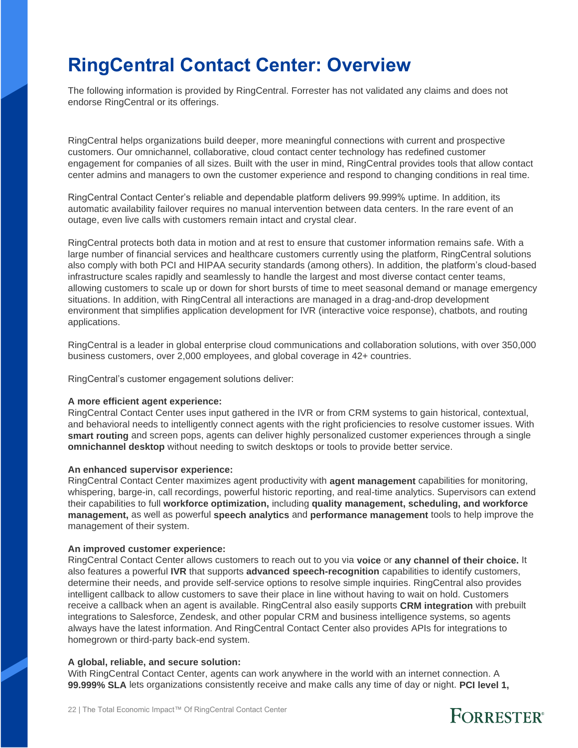# RingCentral Contact Center: Overview

The following information is provided by RingCentral. Forrester has not validated any claims and does not endorse RingCentral or its offerings.

RingCentral helps organizations build deeper, more meaningful connections with current and prospective customers. Our omnichannel, collaborative, cloud contact center technology has redefined customer engagement for companies of all sizes. Built with the user in mind, RingCentral provides tools that allow contact center admins and managers to own the customer experience and respond to changing conditions in real time.

RingCentral Contact Center's reliable and dependable platform delivers 99.999% uptime. In addition, its automatic availability failover requires no manual intervention between data centers. In the rare event of an outage, even live calls with customers remain intact and crystal clear.

RingCentral protects both data in motion and at rest to ensure that customer information remains safe. With a large number of financial services and healthcare customers currently using the platform, RingCentral solutions also comply with both PCI and HIPAA security standards (among others). In addition, the platform's cloud-based infrastructure scales rapidly and seamlessly to handle the largest and most diverse contact center teams, allowing customers to scale up or down for short bursts of time to meet seasonal demand or manage emergency situations. In addition, with RingCentral all interactions are managed in a drag-and-drop development environment that simplifies application development for IVR (interactive voice response), chatbots, and routing applications.

RingCentral is a leader in global enterprise cloud communications and collaboration solutions, with over 350,000 business customers, over 2,000 employees, and global coverage in 42+ countries.

RingCentral's customer engagement solutions deliver:

**A more efficient agent experience:**
RingCentral Contact Center uses input gathered in the IVR or from CRM systems to gain historical, contextual, and behavioral needs to intelligently connect agents with the right proficiencies to resolve customer issues. With **smart routing** and screen pops, agents can deliver highly personalized customer experiences through a single **omnichannel desktop** without needing to switch desktops or tools to provide better service.

**An enhanced supervisor experience:**
RingCentral Contact Center maximizes agent productivity with **agent management** capabilities for monitoring, whispering, barge-in, call recordings, powerful historic reporting, and real-time analytics. Supervisors can extend their capabilities to full **workforce optimization,** including **quality management, scheduling, and workforce management,** as well as powerful **speech analytics** and **performance management** tools to help improve the management of their system.

**An improved customer experience:**
RingCentral Contact Center allows customers to reach out to you via **voice** or **any channel of their choice.** It also features a powerful **IVR** that supports **advanced speech-recognition** capabilities to identify customers, determine their needs, and provide self-service options to resolve simple inquiries. RingCentral also provides intelligent callback to allow customers to save their place in line without having to wait on hold. Customers receive a callback when an agent is available. RingCentral also easily supports **CRM integration** with prebuilt integrations to Salesforce, Zendesk, and other popular CRM and business intelligence systems, so agents always have the latest information. And RingCentral Contact Center also provides APIs for integrations to homegrown or third-party back-end system.

**A global, reliable, and secure solution:**
With RingCentral Contact Center, agents can work anywhere in the world with an internet connection. A **99.999% SLA** lets organizations consistently receive and make calls any time of day or night. **PCI level 1,**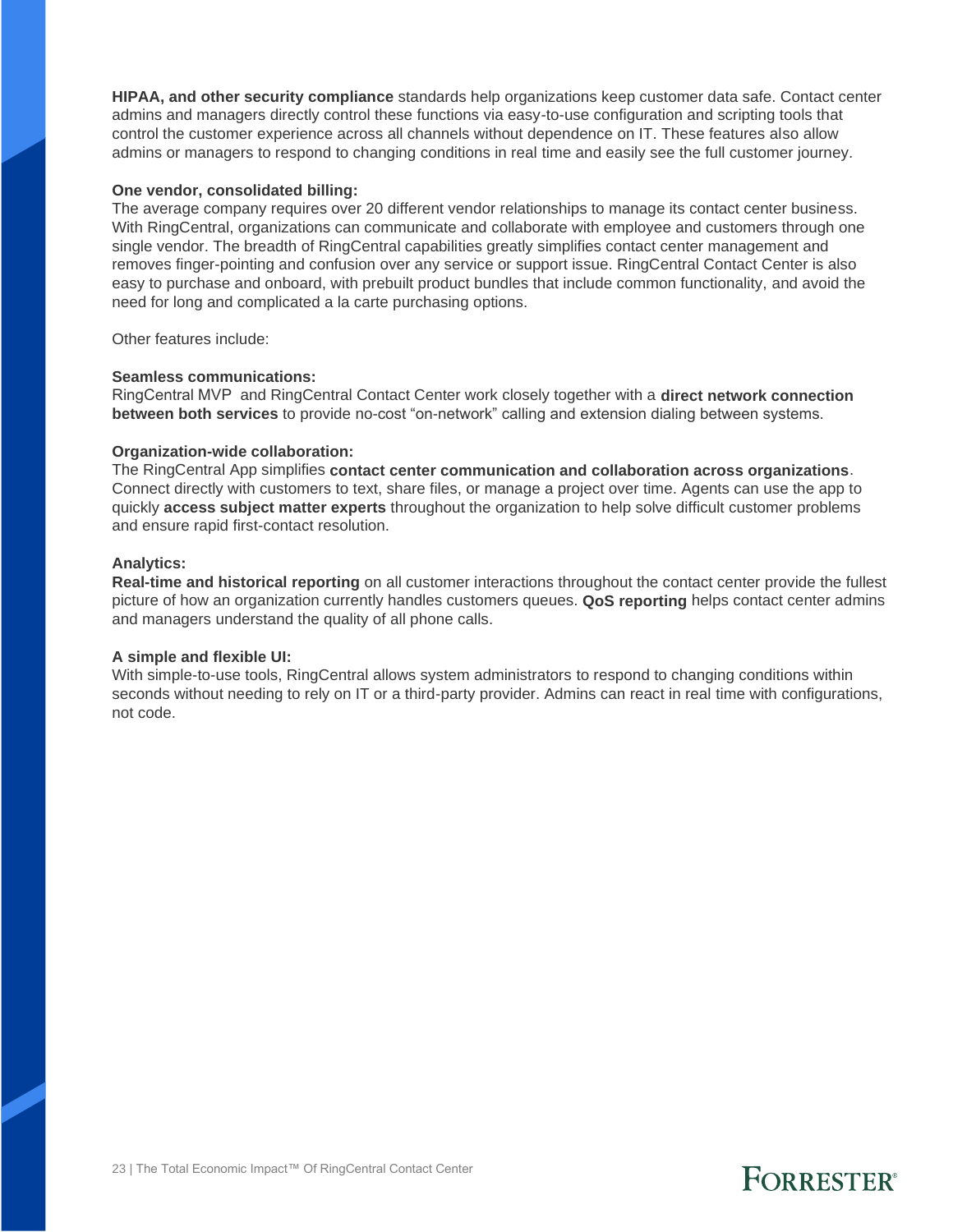**HIPAA, and other security compliance** standards help organizations keep customer data safe. Contact center admins and managers directly control these functions via easy-to-use configuration and scripting tools that control the customer experience across all channels without dependence on IT. These features also allow admins or managers to respond to changing conditions in real time and easily see the full customer journey.

**One vendor, consolidated billing:**
The average company requires over 20 different vendor relationships to manage its contact center business. With RingCentral, organizations can communicate and collaborate with employee and customers through one single vendor. The breadth of RingCentral capabilities greatly simplifies contact center management and removes finger-pointing and confusion over any service or support issue. RingCentral Contact Center is also easy to purchase and onboard, with prebuilt product bundles that include common functionality, and avoid the need for long and complicated a la carte purchasing options.

Other features include:

**Seamless communications:**
RingCentral MVP and RingCentral Contact Center work closely together with a **direct network connection between both services** to provide no-cost "on-network" calling and extension dialing between systems.

**Organization-wide collaboration:**
The RingCentral App simplifies **contact center communication and collaboration across organizations**. Connect directly with customers to text, share files, or manage a project over time. Agents can use the app to quickly **access subject matter experts** throughout the organization to help solve difficult customer problems and ensure rapid first-contact resolution.

**Analytics:**
**Real-time and historical reporting** on all customer interactions throughout the contact center provide the fullest picture of how an organization currently handles customers queues. **QoS reporting** helps contact center admins and managers understand the quality of all phone calls.

**A simple and flexible UI:**
With simple-to-use tools, RingCentral allows system administrators to respond to changing conditions within seconds without needing to rely on IT or a third-party provider. Admins can react in real time with configurations, not code.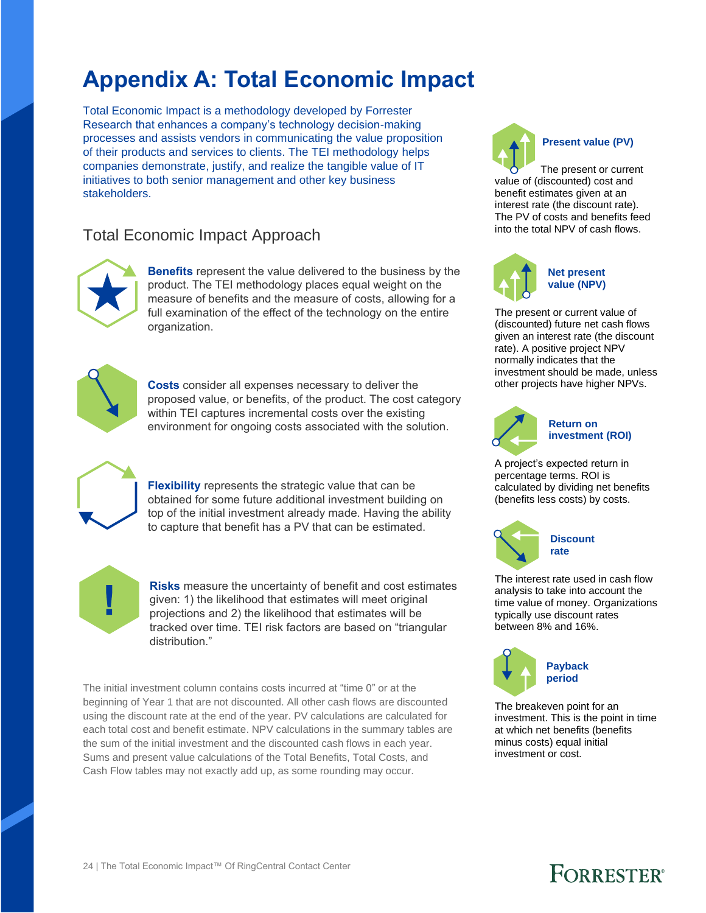# Appendix A: Total Economic Impact

Total Economic Impact is a methodology developed by Forrester Research that enhances a company's technology decision-making processes and assists vendors in communicating the value proposition of their products and services to clients. The TEI methodology helps companies demonstrate, justify, and realize the tangible value of IT initiatives to both senior management and other key business stakeholders.

## Total Economic Impact Approach

**Benefits** represent the value delivered to the business by the product. The TEI methodology places equal weight on the measure of benefits and the measure of costs, allowing for a full examination of the effect of the technology on the entire organization.

**Costs** consider all expenses necessary to deliver the proposed value, or benefits, of the product. The cost category within TEI captures incremental costs over the existing environment for ongoing costs associated with the solution.

**Flexibility** represents the strategic value that can be obtained for some future additional investment building on top of the initial investment already made. Having the ability to capture that benefit has a PV that can be estimated.

**Risks** measure the uncertainty of benefit and cost estimates given: 1) the likelihood that estimates will meet original projections and 2) the likelihood that estimates will be tracked over time. TEI risk factors are based on "triangular distribution."

The initial investment column contains costs incurred at "time 0" or at the beginning of Year 1 that are not discounted. All other cash flows are discounted using the discount rate at the end of the year. PV calculations are calculated for each total cost and benefit estimate. NPV calculations in the summary tables are the sum of the initial investment and the discounted cash flows in each year. Sums and present value calculations of the Total Benefits, Total Costs, and Cash Flow tables may not exactly add up, as some rounding may occur.

**Present value (PV)**

The present or current value of (discounted) cost and benefit estimates given at an interest rate (the discount rate). The PV of costs and benefits feed into the total NPV of cash flows.

**Net present value (NPV)**

The present or current value of (discounted) future net cash flows given an interest rate (the discount rate). A positive project NPV normally indicates that the investment should be made, unless other projects have higher NPVs.

**Return on investment (ROI)**

A project's expected return in percentage terms. ROI is calculated by dividing net benefits (benefits less costs) by costs.

**Discount rate**

The interest rate used in cash flow analysis to take into account the time value of money. Organizations typically use discount rates between 8% and 16%.

**Payback period**

The breakeven point for an investment. This is the point in time at which net benefits (benefits minus costs) equal initial investment or cost.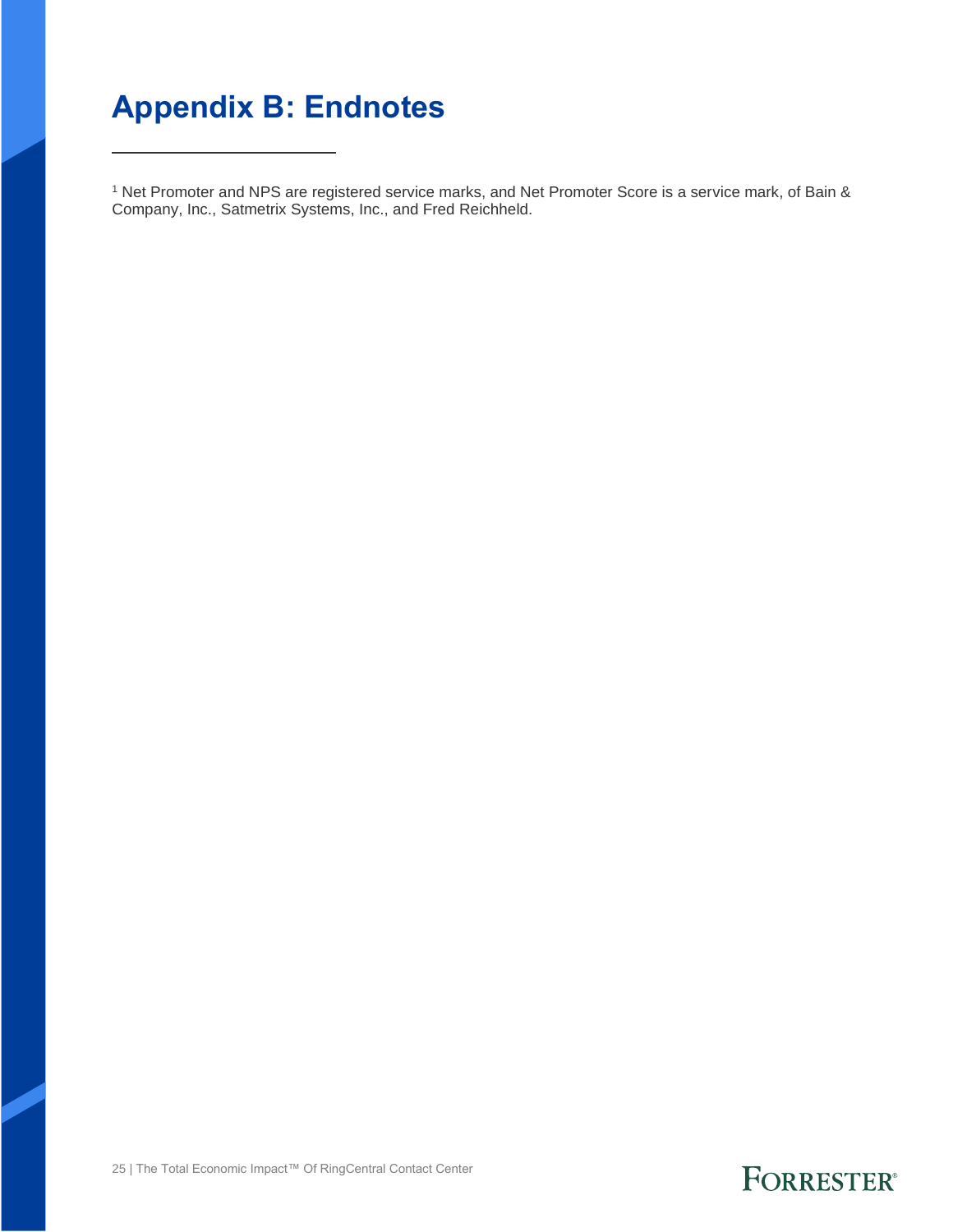# Appendix B: Endnotes

[1] Net Promoter and NPS are registered service marks, and Net Promoter Score is a service mark, of Bain & Company, Inc., Satmetrix Systems, Inc., and Fred Reichheld.